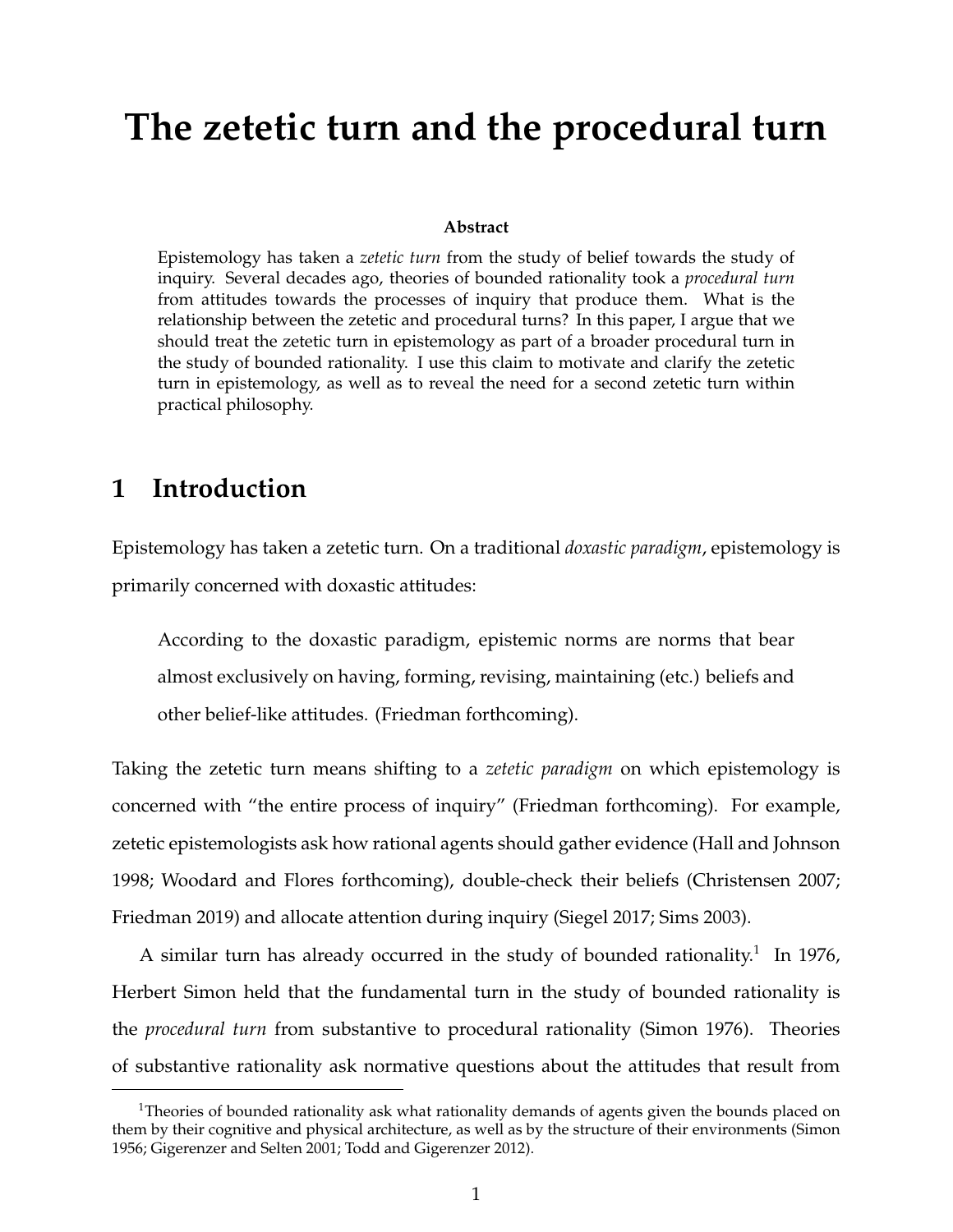# The zetetic turn and the procedural turn

**Abstract**

Epistemology has taken a *zetetic turn* from the study of belief towards the study of inquiry. Several decades ago, theories of bounded rationality took a *procedural turn* from attitudes towards the processes of inquiry that produce them. What is the relationship between the zetetic and procedural turns? In this paper, I argue that we should treat the zetetic turn in epistemology as part of a broader procedural turn in the study of bounded rationality. I use this claim to motivate and clarify the zetetic turn in epistemology, as well as to reveal the need for a second zetetic turn within practical philosophy.

## 1 Introduction

Epistemology has taken a zetetic turn. On a traditional *doxastic paradigm*, epistemology is primarily concerned with doxastic attitudes:

> According to the doxastic paradigm, epistemic norms are norms that bear almost exclusively on having, forming, revising, maintaining (etc.) beliefs and other belief-like attitudes. (Friedman forthcoming).

Taking the zetetic turn means shifting to a *zetetic paradigm* on which epistemology is concerned with "the entire process of inquiry" (Friedman forthcoming). For example, zetetic epistemologists ask how rational agents should gather evidence (Hall and Johnson 1998; Woodard and Flores forthcoming), double-check their beliefs (Christensen 2007; Friedman 2019) and allocate attention during inquiry (Siegel 2017; Sims 2003).

A similar turn has already occurred in the study of bounded rationality.[1] In 1976, Herbert Simon held that the fundamental turn in the study of bounded rationality is the *procedural turn* from substantive to procedural rationality (Simon 1976). Theories of substantive rationality ask normative questions about the attitudes that result from

[1] Theories of bounded rationality ask what rationality demands of agents given the bounds placed on them by their cognitive and physical architecture, as well as by the structure of their environments (Simon 1956; Gigerenzer and Selten 2001; Todd and Gigerenzer 2012).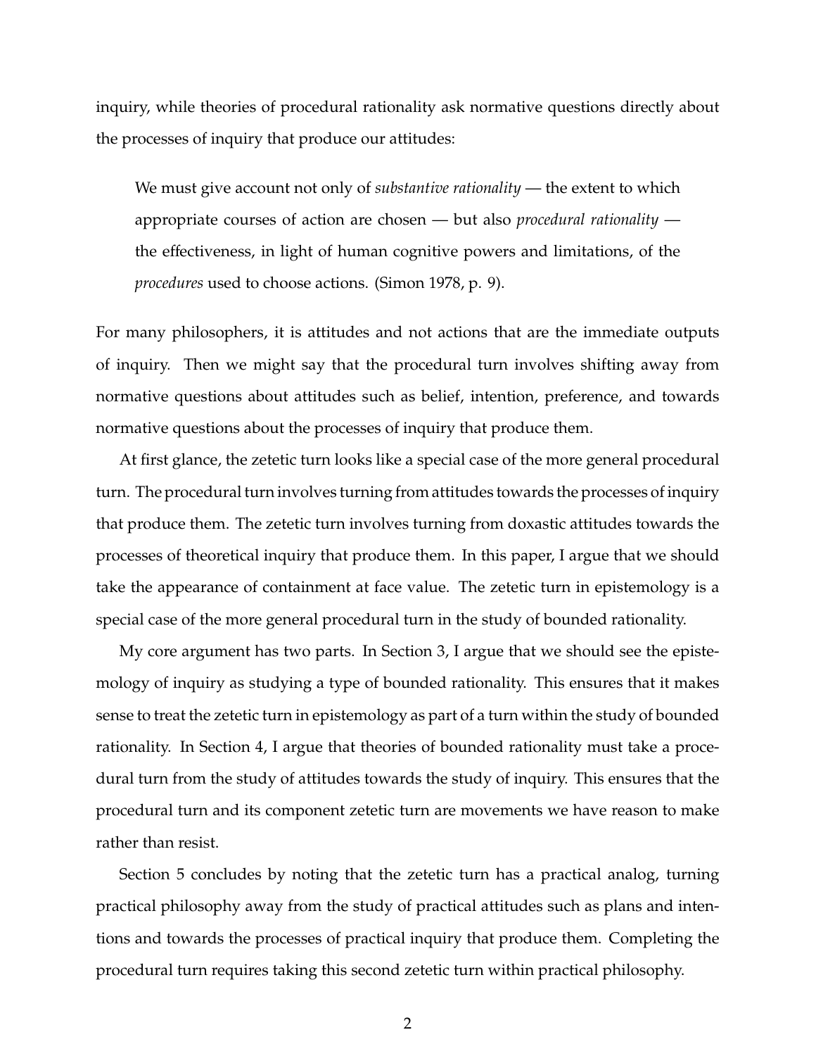inquiry, while theories of procedural rationality ask normative questions directly about the processes of inquiry that produce our attitudes:

> We must give account not only of *substantive rationality* — the extent to which appropriate courses of action are chosen — but also *procedural rationality* — the effectiveness, in light of human cognitive powers and limitations, of the *procedures* used to choose actions. (Simon 1978, p. 9).

For many philosophers, it is attitudes and not actions that are the immediate outputs of inquiry. Then we might say that the procedural turn involves shifting away from normative questions about attitudes such as belief, intention, preference, and towards normative questions about the processes of inquiry that produce them.

At first glance, the zetetic turn looks like a special case of the more general procedural turn. The procedural turn involves turning from attitudes towards the processes of inquiry that produce them. The zetetic turn involves turning from doxastic attitudes towards the processes of theoretical inquiry that produce them. In this paper, I argue that we should take the appearance of containment at face value. The zetetic turn in epistemology is a special case of the more general procedural turn in the study of bounded rationality.

My core argument has two parts. In Section 3, I argue that we should see the epistemology of inquiry as studying a type of bounded rationality. This ensures that it makes sense to treat the zetetic turn in epistemology as part of a turn within the study of bounded rationality. In Section 4, I argue that theories of bounded rationality must take a procedural turn from the study of attitudes towards the study of inquiry. This ensures that the procedural turn and its component zetetic turn are movements we have reason to make rather than resist.

Section 5 concludes by noting that the zetetic turn has a practical analog, turning practical philosophy away from the study of practical attitudes such as plans and intentions and towards the processes of practical inquiry that produce them. Completing the procedural turn requires taking this second zetetic turn within practical philosophy.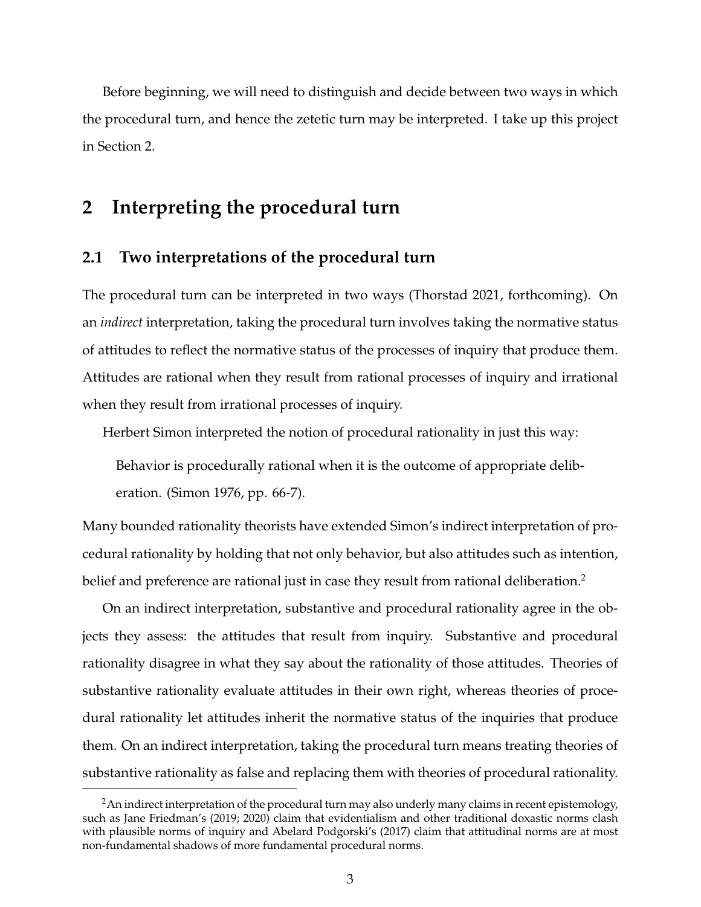Before beginning, we will need to distinguish and decide between two ways in which the procedural turn, and hence the zetetic turn may be interpreted. I take up this project in Section 2.

## 2 Interpreting the procedural turn

### 2.1 Two interpretations of the procedural turn

The procedural turn can be interpreted in two ways (Thorstad 2021, forthcoming). On an *indirect* interpretation, taking the procedural turn involves taking the normative status of attitudes to reflect the normative status of the processes of inquiry that produce them. Attitudes are rational when they result from rational processes of inquiry and irrational when they result from irrational processes of inquiry.

Herbert Simon interpreted the notion of procedural rationality in just this way:

> Behavior is procedurally rational when it is the outcome of appropriate deliberation. (Simon 1976, pp. 66-7).

Many bounded rationality theorists have extended Simon's indirect interpretation of procedural rationality by holding that not only behavior, but also attitudes such as intention, belief and preference are rational just in case they result from rational deliberation.[2]

On an indirect interpretation, substantive and procedural rationality agree in the objects they assess: the attitudes that result from inquiry. Substantive and procedural rationality disagree in what they say about the rationality of those attitudes. Theories of substantive rationality evaluate attitudes in their own right, whereas theories of procedural rationality let attitudes inherit the normative status of the inquiries that produce them. On an indirect interpretation, taking the procedural turn means treating theories of substantive rationality as false and replacing them with theories of procedural rationality.

[2] An indirect interpretation of the procedural turn may also underly many claims in recent epistemology, such as Jane Friedman's (2019; 2020) claim that evidentialism and other traditional doxastic norms clash with plausible norms of inquiry and Abelard Podgorski's (2017) claim that attitudinal norms are at most non-fundamental shadows of more fundamental procedural norms.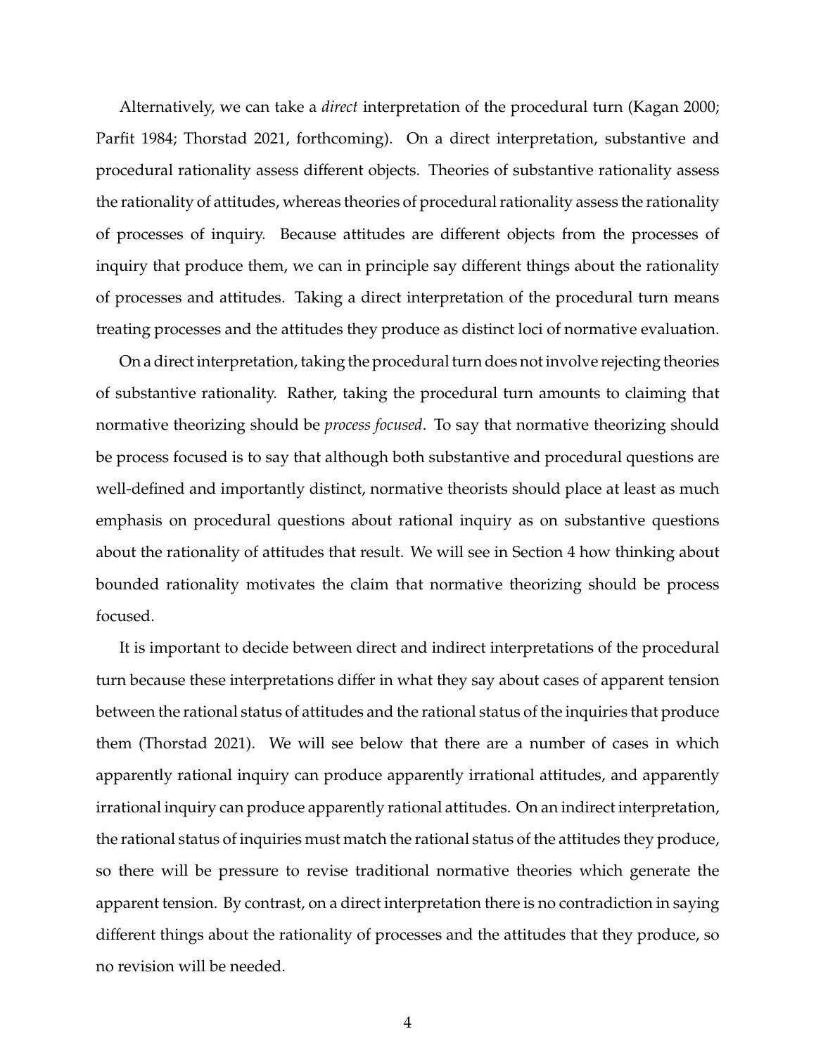Alternatively, we can take a *direct* interpretation of the procedural turn (Kagan 2000; Parfit 1984; Thorstad 2021, forthcoming). On a direct interpretation, substantive and procedural rationality assess different objects. Theories of substantive rationality assess the rationality of attitudes, whereas theories of procedural rationality assess the rationality of processes of inquiry. Because attitudes are different objects from the processes of inquiry that produce them, we can in principle say different things about the rationality of processes and attitudes. Taking a direct interpretation of the procedural turn means treating processes and the attitudes they produce as distinct loci of normative evaluation.

On a direct interpretation, taking the procedural turn does not involve rejecting theories of substantive rationality. Rather, taking the procedural turn amounts to claiming that normative theorizing should be *process focused*. To say that normative theorizing should be process focused is to say that although both substantive and procedural questions are well-defined and importantly distinct, normative theorists should place at least as much emphasis on procedural questions about rational inquiry as on substantive questions about the rationality of attitudes that result. We will see in Section 4 how thinking about bounded rationality motivates the claim that normative theorizing should be process focused.

It is important to decide between direct and indirect interpretations of the procedural turn because these interpretations differ in what they say about cases of apparent tension between the rational status of attitudes and the rational status of the inquiries that produce them (Thorstad 2021). We will see below that there are a number of cases in which apparently rational inquiry can produce apparently irrational attitudes, and apparently irrational inquiry can produce apparently rational attitudes. On an indirect interpretation, the rational status of inquiries must match the rational status of the attitudes they produce, so there will be pressure to revise traditional normative theories which generate the apparent tension. By contrast, on a direct interpretation there is no contradiction in saying different things about the rationality of processes and the attitudes that they produce, so no revision will be needed.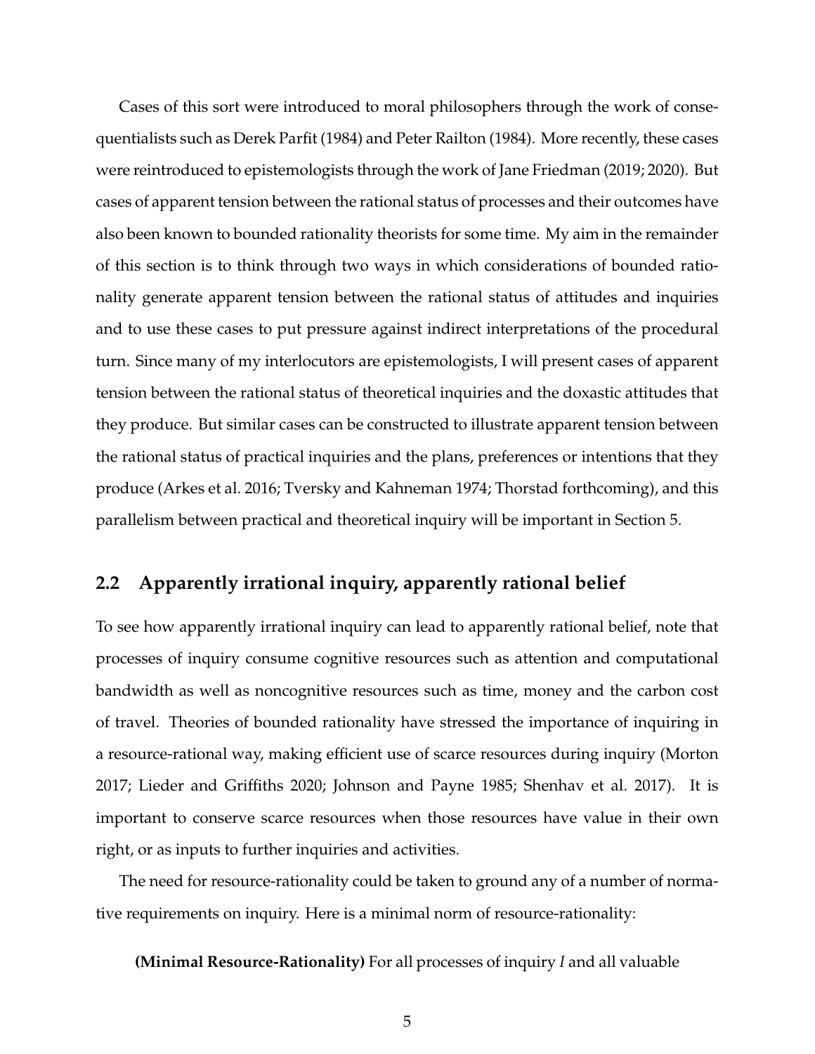Cases of this sort were introduced to moral philosophers through the work of consequentialists such as Derek Parfit (1984) and Peter Railton (1984). More recently, these cases were reintroduced to epistemologists through the work of Jane Friedman (2019; 2020). But cases of apparent tension between the rational status of processes and their outcomes have also been known to bounded rationality theorists for some time. My aim in the remainder of this section is to think through two ways in which considerations of bounded rationality generate apparent tension between the rational status of attitudes and inquiries and to use these cases to put pressure against indirect interpretations of the procedural turn. Since many of my interlocutors are epistemologists, I will present cases of apparent tension between the rational status of theoretical inquiries and the doxastic attitudes that they produce. But similar cases can be constructed to illustrate apparent tension between the rational status of practical inquiries and the plans, preferences or intentions that they produce (Arkes et al. 2016; Tversky and Kahneman 1974; Thorstad forthcoming), and this parallelism between practical and theoretical inquiry will be important in Section 5.

## 2.2 Apparently irrational inquiry, apparently rational belief

To see how apparently irrational inquiry can lead to apparently rational belief, note that processes of inquiry consume cognitive resources such as attention and computational bandwidth as well as noncognitive resources such as time, money and the carbon cost of travel. Theories of bounded rationality have stressed the importance of inquiring in a resource-rational way, making efficient use of scarce resources during inquiry (Morton 2017; Lieder and Griffiths 2020; Johnson and Payne 1985; Shenhav et al. 2017). It is important to conserve scarce resources when those resources have value in their own right, or as inputs to further inquiries and activities.

The need for resource-rationality could be taken to ground any of a number of normative requirements on inquiry. Here is a minimal norm of resource-rationality:

**(Minimal Resource-Rationality)** For all processes of inquiry *I* and all valuable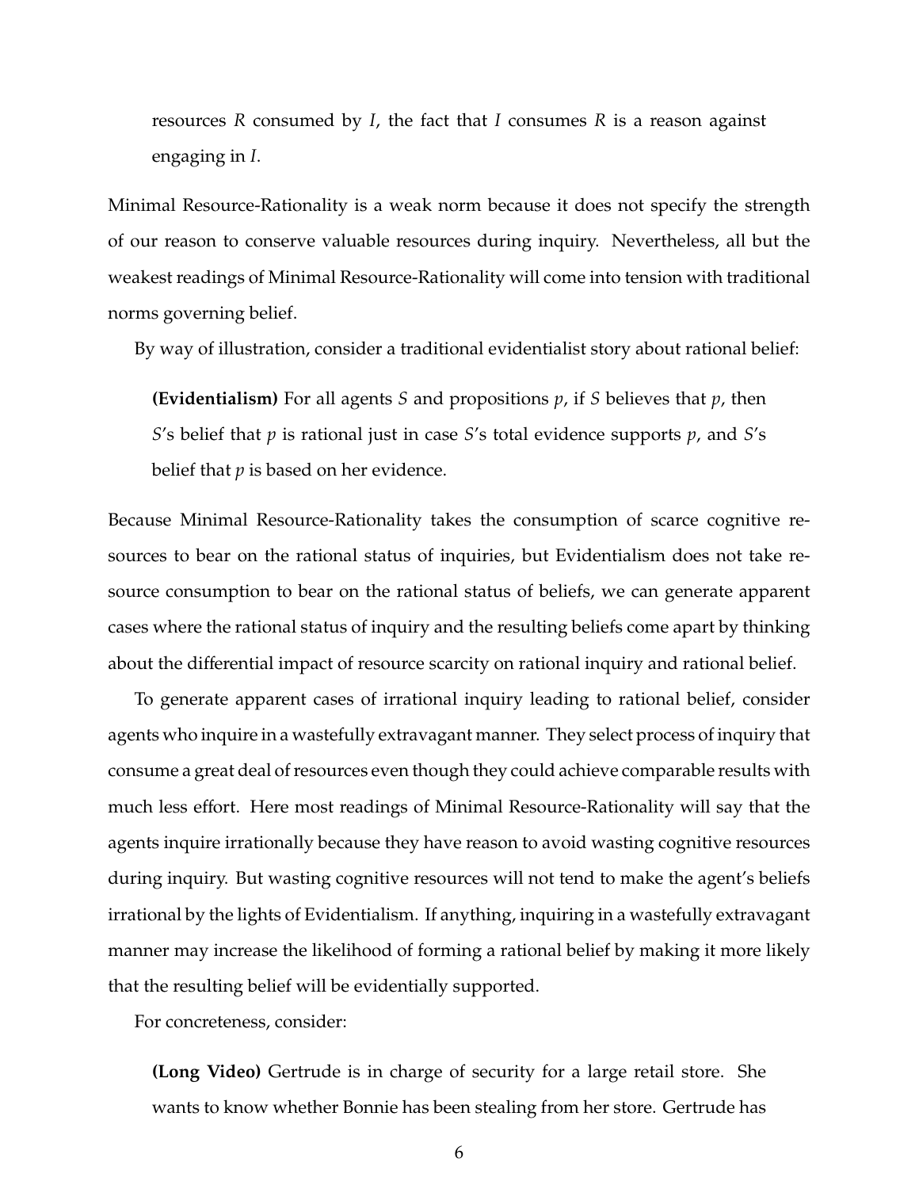resources $R$ consumed by $I$, the fact that $I$ consumes $R$ is a reason against engaging in $I$.

Minimal Resource-Rationality is a weak norm because it does not specify the strength of our reason to conserve valuable resources during inquiry. Nevertheless, all but the weakest readings of Minimal Resource-Rationality will come into tension with traditional norms governing belief.

By way of illustration, consider a traditional evidentialist story about rational belief:

> **(Evidentialism)** For all agents $S$ and propositions $p$, if $S$ believes that $p$, then $S$'s belief that $p$ is rational just in case $S$'s total evidence supports $p$, and $S$'s belief that $p$ is based on her evidence.

Because Minimal Resource-Rationality takes the consumption of scarce cognitive resources to bear on the rational status of inquiries, but Evidentialism does not take resource consumption to bear on the rational status of beliefs, we can generate apparent cases where the rational status of inquiry and the resulting beliefs come apart by thinking about the differential impact of resource scarcity on rational inquiry and rational belief.

To generate apparent cases of irrational inquiry leading to rational belief, consider agents who inquire in a wastefully extravagant manner. They select process of inquiry that consume a great deal of resources even though they could achieve comparable results with much less effort. Here most readings of Minimal Resource-Rationality will say that the agents inquire irrationally because they have reason to avoid wasting cognitive resources during inquiry. But wasting cognitive resources will not tend to make the agent's beliefs irrational by the lights of Evidentialism. If anything, inquiring in a wastefully extravagant manner may increase the likelihood of forming a rational belief by making it more likely that the resulting belief will be evidentially supported.

For concreteness, consider:

> **(Long Video)** Gertrude is in charge of security for a large retail store. She wants to know whether Bonnie has been stealing from her store. Gertrude has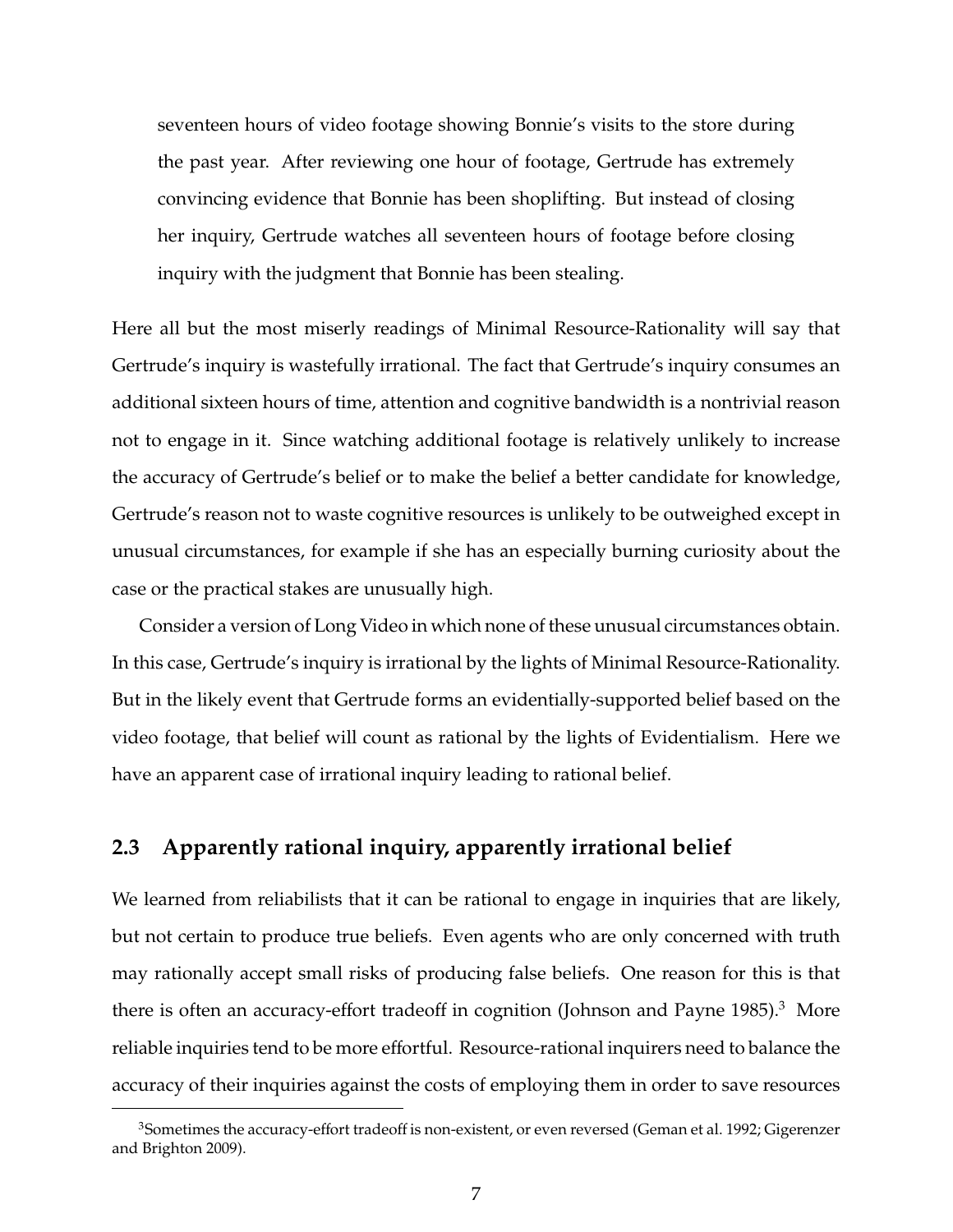seventeen hours of video footage showing Bonnie's visits to the store during the past year. After reviewing one hour of footage, Gertrude has extremely convincing evidence that Bonnie has been shoplifting. But instead of closing her inquiry, Gertrude watches all seventeen hours of footage before closing inquiry with the judgment that Bonnie has been stealing.

Here all but the most miserly readings of Minimal Resource-Rationality will say that Gertrude's inquiry is wastefully irrational. The fact that Gertrude's inquiry consumes an additional sixteen hours of time, attention and cognitive bandwidth is a nontrivial reason not to engage in it. Since watching additional footage is relatively unlikely to increase the accuracy of Gertrude's belief or to make the belief a better candidate for knowledge, Gertrude's reason not to waste cognitive resources is unlikely to be outweighed except in unusual circumstances, for example if she has an especially burning curiosity about the case or the practical stakes are unusually high.

Consider a version of Long Video in which none of these unusual circumstances obtain. In this case, Gertrude's inquiry is irrational by the lights of Minimal Resource-Rationality. But in the likely event that Gertrude forms an evidentially-supported belief based on the video footage, that belief will count as rational by the lights of Evidentialism. Here we have an apparent case of irrational inquiry leading to rational belief.

## 2.3 Apparently rational inquiry, apparently irrational belief

We learned from reliabilists that it can be rational to engage in inquiries that are likely, but not certain to produce true beliefs. Even agents who are only concerned with truth may rationally accept small risks of producing false beliefs. One reason for this is that there is often an accuracy-effort tradeoff in cognition (Johnson and Payne 1985).[3] More reliable inquiries tend to be more effortful. Resource-rational inquirers need to balance the accuracy of their inquiries against the costs of employing them in order to save resources

[3] Sometimes the accuracy-effort tradeoff is non-existent, or even reversed (Geman et al. 1992; Gigerenzer and Brighton 2009).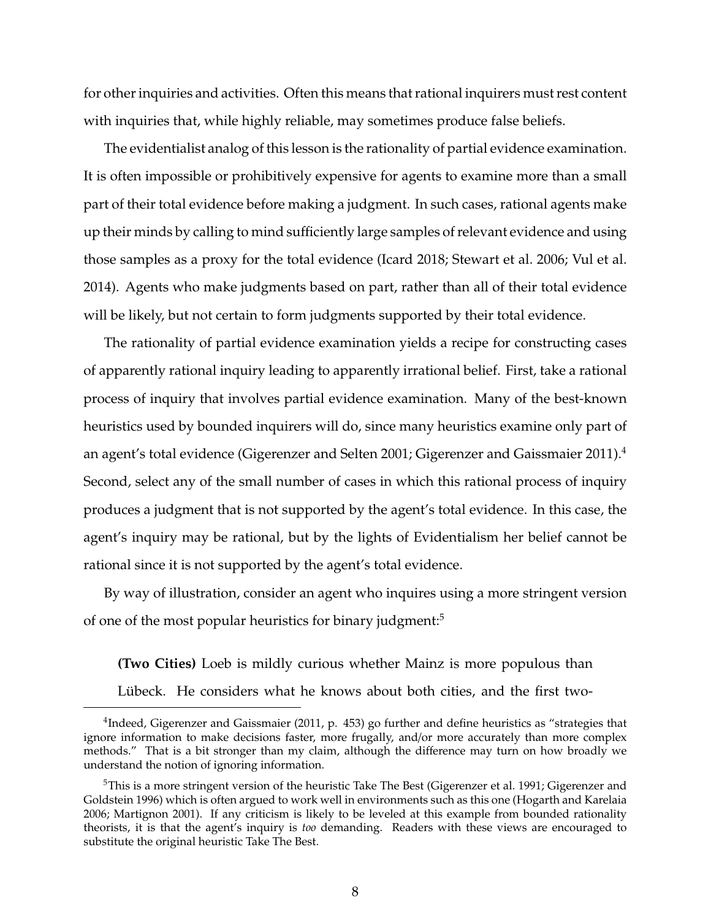for other inquiries and activities. Often this means that rational inquirers must rest content with inquiries that, while highly reliable, may sometimes produce false beliefs.

The evidentialist analog of this lesson is the rationality of partial evidence examination. It is often impossible or prohibitively expensive for agents to examine more than a small part of their total evidence before making a judgment. In such cases, rational agents make up their minds by calling to mind sufficiently large samples of relevant evidence and using those samples as a proxy for the total evidence (Icard 2018; Stewart et al. 2006; Vul et al. 2014). Agents who make judgments based on part, rather than all of their total evidence will be likely, but not certain to form judgments supported by their total evidence.

The rationality of partial evidence examination yields a recipe for constructing cases of apparently rational inquiry leading to apparently irrational belief. First, take a rational process of inquiry that involves partial evidence examination. Many of the best-known heuristics used by bounded inquirers will do, since many heuristics examine only part of an agent's total evidence (Gigerenzer and Selten 2001; Gigerenzer and Gaissmaier 2011).[4] Second, select any of the small number of cases in which this rational process of inquiry produces a judgment that is not supported by the agent's total evidence. In this case, the agent's inquiry may be rational, but by the lights of Evidentialism her belief cannot be rational since it is not supported by the agent's total evidence.

By way of illustration, consider an agent who inquires using a more stringent version of one of the most popular heuristics for binary judgment:[5]

> **(Two Cities)** Loeb is mildly curious whether Mainz is more populous than Lübeck. He considers what he knows about both cities, and the first two-

---

[4] Indeed, Gigerenzer and Gaissmaier (2011, p. 453) go further and define heuristics as "strategies that ignore information to make decisions faster, more frugally, and/or more accurately than more complex methods." That is a bit stronger than my claim, although the difference may turn on how broadly we understand the notion of ignoring information.

[5] This is a more stringent version of the heuristic Take The Best (Gigerenzer et al. 1991; Gigerenzer and Goldstein 1996) which is often argued to work well in environments such as this one (Hogarth and Karelaia 2006; Martignon 2001). If any criticism is likely to be leveled at this example from bounded rationality theorists, it is that the agent's inquiry is *too* demanding. Readers with these views are encouraged to substitute the original heuristic Take The Best.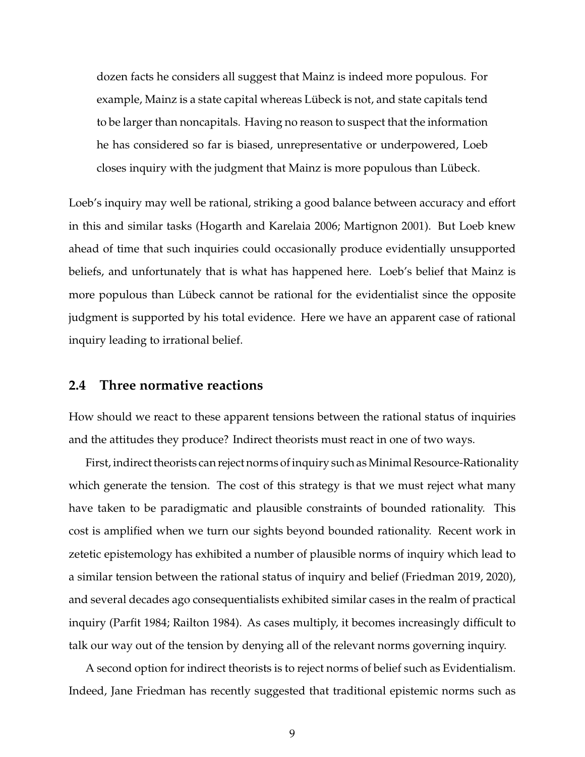> dozen facts he considers all suggest that Mainz is indeed more populous. For example, Mainz is a state capital whereas Lübeck is not, and state capitals tend to be larger than noncapitals. Having no reason to suspect that the information he has considered so far is biased, unrepresentative or underpowered, Loeb closes inquiry with the judgment that Mainz is more populous than Lübeck.

Loeb's inquiry may well be rational, striking a good balance between accuracy and effort in this and similar tasks (Hogarth and Karelaia 2006; Martignon 2001). But Loeb knew ahead of time that such inquiries could occasionally produce evidentially unsupported beliefs, and unfortunately that is what has happened here. Loeb's belief that Mainz is more populous than Lübeck cannot be rational for the evidentialist since the opposite judgment is supported by his total evidence. Here we have an apparent case of rational inquiry leading to irrational belief.

## 2.4 Three normative reactions

How should we react to these apparent tensions between the rational status of inquiries and the attitudes they produce? Indirect theorists must react in one of two ways.

First, indirect theorists can reject norms of inquiry such as Minimal Resource-Rationality which generate the tension. The cost of this strategy is that we must reject what many have taken to be paradigmatic and plausible constraints of bounded rationality. This cost is amplified when we turn our sights beyond bounded rationality. Recent work in zetetic epistemology has exhibited a number of plausible norms of inquiry which lead to a similar tension between the rational status of inquiry and belief (Friedman 2019, 2020), and several decades ago consequentialists exhibited similar cases in the realm of practical inquiry (Parfit 1984; Railton 1984). As cases multiply, it becomes increasingly difficult to talk our way out of the tension by denying all of the relevant norms governing inquiry.

A second option for indirect theorists is to reject norms of belief such as Evidentialism. Indeed, Jane Friedman has recently suggested that traditional epistemic norms such as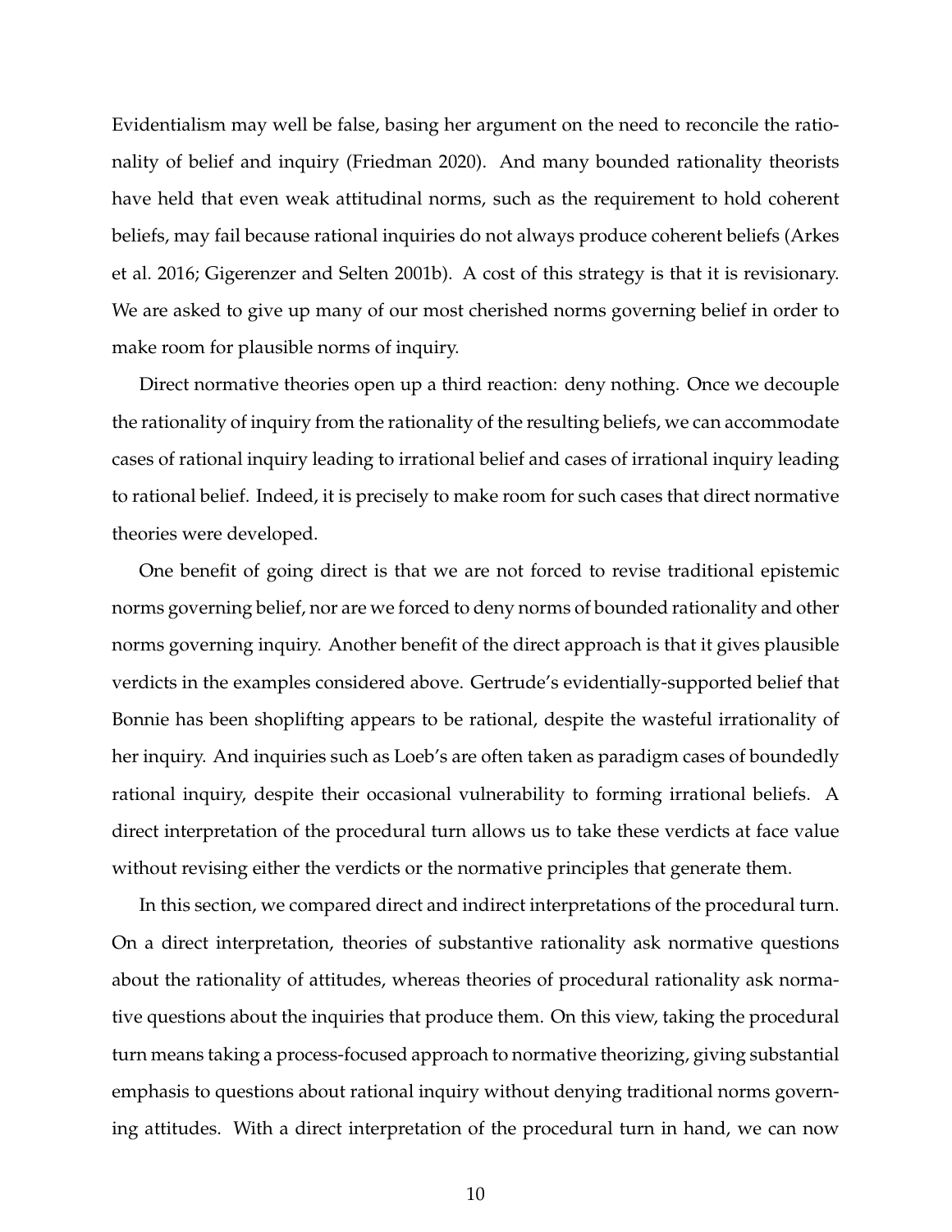Evidentialism may well be false, basing her argument on the need to reconcile the rationality of belief and inquiry (Friedman 2020). And many bounded rationality theorists have held that even weak attitudinal norms, such as the requirement to hold coherent beliefs, may fail because rational inquiries do not always produce coherent beliefs (Arkes et al. 2016; Gigerenzer and Selten 2001b). A cost of this strategy is that it is revisionary. We are asked to give up many of our most cherished norms governing belief in order to make room for plausible norms of inquiry.

Direct normative theories open up a third reaction: deny nothing. Once we decouple the rationality of inquiry from the rationality of the resulting beliefs, we can accommodate cases of rational inquiry leading to irrational belief and cases of irrational inquiry leading to rational belief. Indeed, it is precisely to make room for such cases that direct normative theories were developed.

One benefit of going direct is that we are not forced to revise traditional epistemic norms governing belief, nor are we forced to deny norms of bounded rationality and other norms governing inquiry. Another benefit of the direct approach is that it gives plausible verdicts in the examples considered above. Gertrude's evidentially-supported belief that Bonnie has been shoplifting appears to be rational, despite the wasteful irrationality of her inquiry. And inquiries such as Loeb's are often taken as paradigm cases of boundedly rational inquiry, despite their occasional vulnerability to forming irrational beliefs. A direct interpretation of the procedural turn allows us to take these verdicts at face value without revising either the verdicts or the normative principles that generate them.

In this section, we compared direct and indirect interpretations of the procedural turn. On a direct interpretation, theories of substantive rationality ask normative questions about the rationality of attitudes, whereas theories of procedural rationality ask normative questions about the inquiries that produce them. On this view, taking the procedural turn means taking a process-focused approach to normative theorizing, giving substantial emphasis to questions about rational inquiry without denying traditional norms governing attitudes. With a direct interpretation of the procedural turn in hand, we can now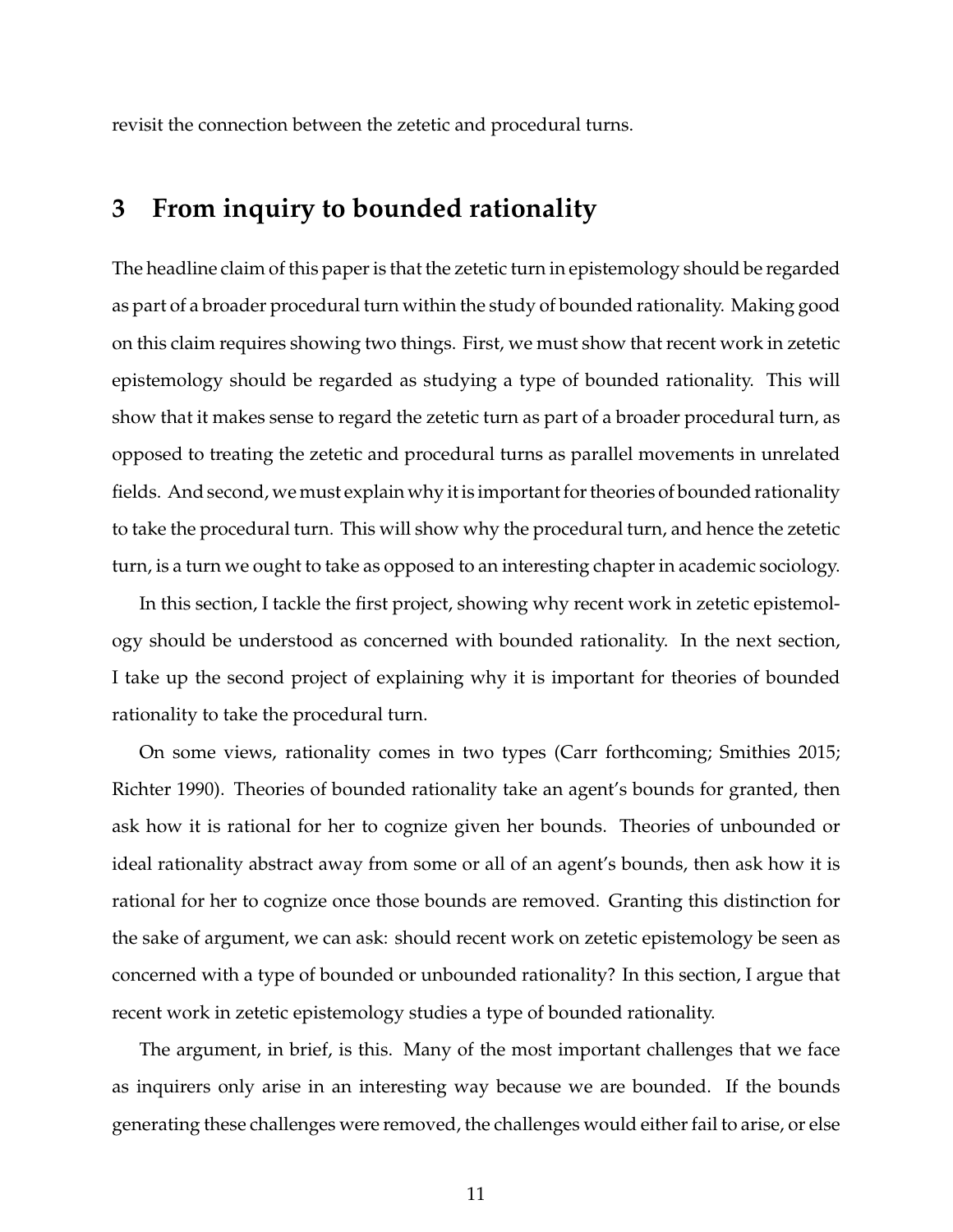revisit the connection between the zetetic and procedural turns.

## 3 From inquiry to bounded rationality

The headline claim of this paper is that the zetetic turn in epistemology should be regarded as part of a broader procedural turn within the study of bounded rationality. Making good on this claim requires showing two things. First, we must show that recent work in zetetic epistemology should be regarded as studying a type of bounded rationality. This will show that it makes sense to regard the zetetic turn as part of a broader procedural turn, as opposed to treating the zetetic and procedural turns as parallel movements in unrelated fields. And second, we must explain why it is important for theories of bounded rationality to take the procedural turn. This will show why the procedural turn, and hence the zetetic turn, is a turn we ought to take as opposed to an interesting chapter in academic sociology.

In this section, I tackle the first project, showing why recent work in zetetic epistemology should be understood as concerned with bounded rationality. In the next section, I take up the second project of explaining why it is important for theories of bounded rationality to take the procedural turn.

On some views, rationality comes in two types (Carr forthcoming; Smithies 2015; Richter 1990). Theories of bounded rationality take an agent's bounds for granted, then ask how it is rational for her to cognize given her bounds. Theories of unbounded or ideal rationality abstract away from some or all of an agent's bounds, then ask how it is rational for her to cognize once those bounds are removed. Granting this distinction for the sake of argument, we can ask: should recent work on zetetic epistemology be seen as concerned with a type of bounded or unbounded rationality? In this section, I argue that recent work in zetetic epistemology studies a type of bounded rationality.

The argument, in brief, is this. Many of the most important challenges that we face as inquirers only arise in an interesting way because we are bounded. If the bounds generating these challenges were removed, the challenges would either fail to arise, or else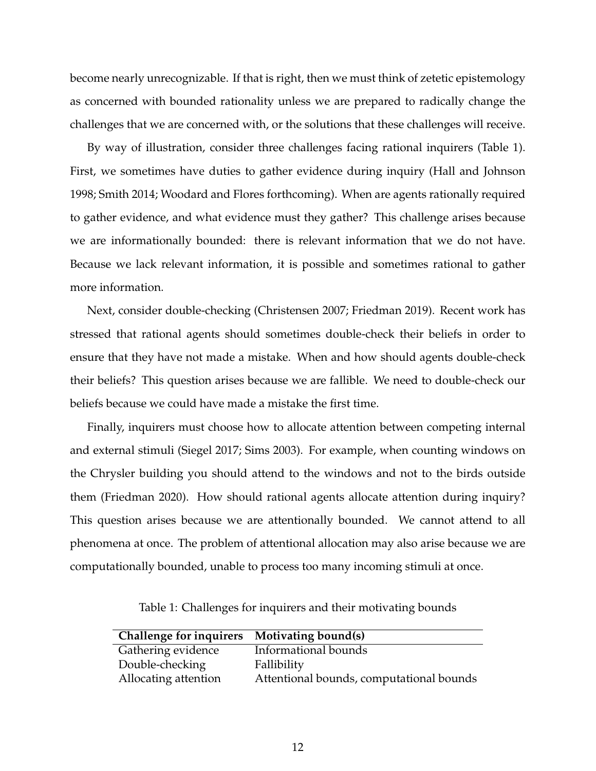become nearly unrecognizable. If that is right, then we must think of zetetic epistemology as concerned with bounded rationality unless we are prepared to radically change the challenges that we are concerned with, or the solutions that these challenges will receive.

By way of illustration, consider three challenges facing rational inquirers (Table 1). First, we sometimes have duties to gather evidence during inquiry (Hall and Johnson 1998; Smith 2014; Woodard and Flores forthcoming). When are agents rationally required to gather evidence, and what evidence must they gather? This challenge arises because we are informationally bounded: there is relevant information that we do not have. Because we lack relevant information, it is possible and sometimes rational to gather more information.

Next, consider double-checking (Christensen 2007; Friedman 2019). Recent work has stressed that rational agents should sometimes double-check their beliefs in order to ensure that they have not made a mistake. When and how should agents double-check their beliefs? This question arises because we are fallible. We need to double-check our beliefs because we could have made a mistake the first time.

Finally, inquirers must choose how to allocate attention between competing internal and external stimuli (Siegel 2017; Sims 2003). For example, when counting windows on the Chrysler building you should attend to the windows and not to the birds outside them (Friedman 2020). How should rational agents allocate attention during inquiry? This question arises because we are attentionally bounded. We cannot attend to all phenomena at once. The problem of attentional allocation may also arise because we are computationally bounded, unable to process too many incoming stimuli at once.

Table 1: Challenges for inquirers and their motivating bounds

| **Challenge for inquirers** | **Motivating bound(s)** |
|---|---|
| Gathering evidence | Informational bounds |
| Double-checking | Fallibility |
| Allocating attention | Attentional bounds, computational bounds |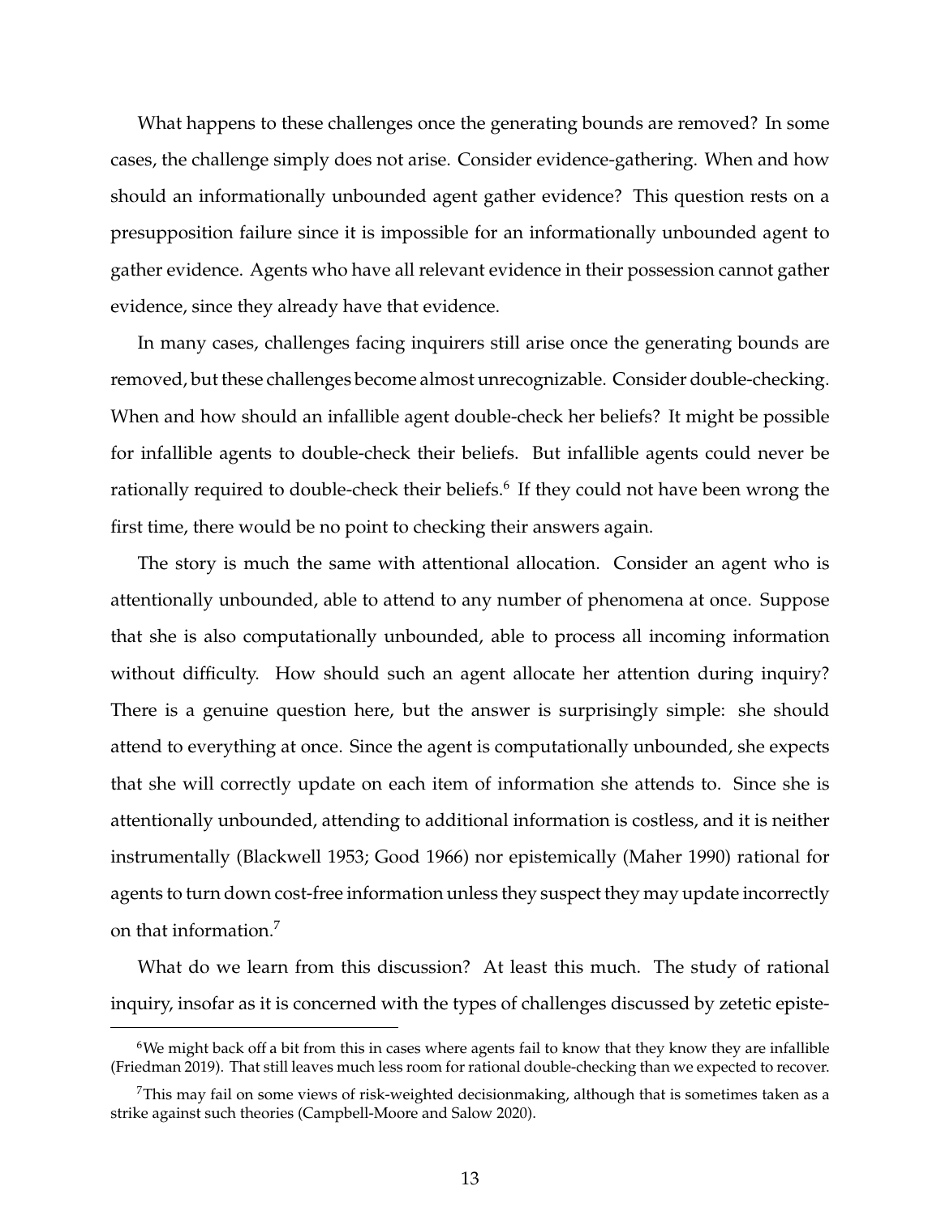What happens to these challenges once the generating bounds are removed? In some cases, the challenge simply does not arise. Consider evidence-gathering. When and how should an informationally unbounded agent gather evidence? This question rests on a presupposition failure since it is impossible for an informationally unbounded agent to gather evidence. Agents who have all relevant evidence in their possession cannot gather evidence, since they already have that evidence.

In many cases, challenges facing inquirers still arise once the generating bounds are removed, but these challenges become almost unrecognizable. Consider double-checking. When and how should an infallible agent double-check her beliefs? It might be possible for infallible agents to double-check their beliefs. But infallible agents could never be rationally required to double-check their beliefs.[6] If they could not have been wrong the first time, there would be no point to checking their answers again.

The story is much the same with attentional allocation. Consider an agent who is attentionally unbounded, able to attend to any number of phenomena at once. Suppose that she is also computationally unbounded, able to process all incoming information without difficulty. How should such an agent allocate her attention during inquiry? There is a genuine question here, but the answer is surprisingly simple: she should attend to everything at once. Since the agent is computationally unbounded, she expects that she will correctly update on each item of information she attends to. Since she is attentionally unbounded, attending to additional information is costless, and it is neither instrumentally (Blackwell 1953; Good 1966) nor epistemically (Maher 1990) rational for agents to turn down cost-free information unless they suspect they may update incorrectly on that information.[7]

What do we learn from this discussion? At least this much. The study of rational inquiry, insofar as it is concerned with the types of challenges discussed by zetetic episte-

[6] We might back off a bit from this in cases where agents fail to know that they know they are infallible (Friedman 2019). That still leaves much less room for rational double-checking than we expected to recover.

[7] This may fail on some views of risk-weighted decisionmaking, although that is sometimes taken as a strike against such theories (Campbell-Moore and Salow 2020).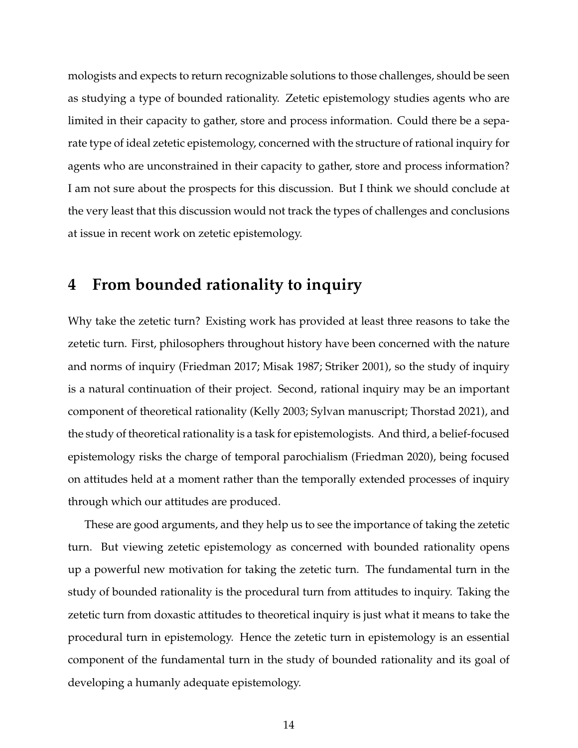mologists and expects to return recognizable solutions to those challenges, should be seen as studying a type of bounded rationality. Zetetic epistemology studies agents who are limited in their capacity to gather, store and process information. Could there be a separate type of ideal zetetic epistemology, concerned with the structure of rational inquiry for agents who are unconstrained in their capacity to gather, store and process information? I am not sure about the prospects for this discussion. But I think we should conclude at the very least that this discussion would not track the types of challenges and conclusions at issue in recent work on zetetic epistemology.

## 4 From bounded rationality to inquiry

Why take the zetetic turn? Existing work has provided at least three reasons to take the zetetic turn. First, philosophers throughout history have been concerned with the nature and norms of inquiry (Friedman 2017; Misak 1987; Striker 2001), so the study of inquiry is a natural continuation of their project. Second, rational inquiry may be an important component of theoretical rationality (Kelly 2003; Sylvan manuscript; Thorstad 2021), and the study of theoretical rationality is a task for epistemologists. And third, a belief-focused epistemology risks the charge of temporal parochialism (Friedman 2020), being focused on attitudes held at a moment rather than the temporally extended processes of inquiry through which our attitudes are produced.

These are good arguments, and they help us to see the importance of taking the zetetic turn. But viewing zetetic epistemology as concerned with bounded rationality opens up a powerful new motivation for taking the zetetic turn. The fundamental turn in the study of bounded rationality is the procedural turn from attitudes to inquiry. Taking the zetetic turn from doxastic attitudes to theoretical inquiry is just what it means to take the procedural turn in epistemology. Hence the zetetic turn in epistemology is an essential component of the fundamental turn in the study of bounded rationality and its goal of developing a humanly adequate epistemology.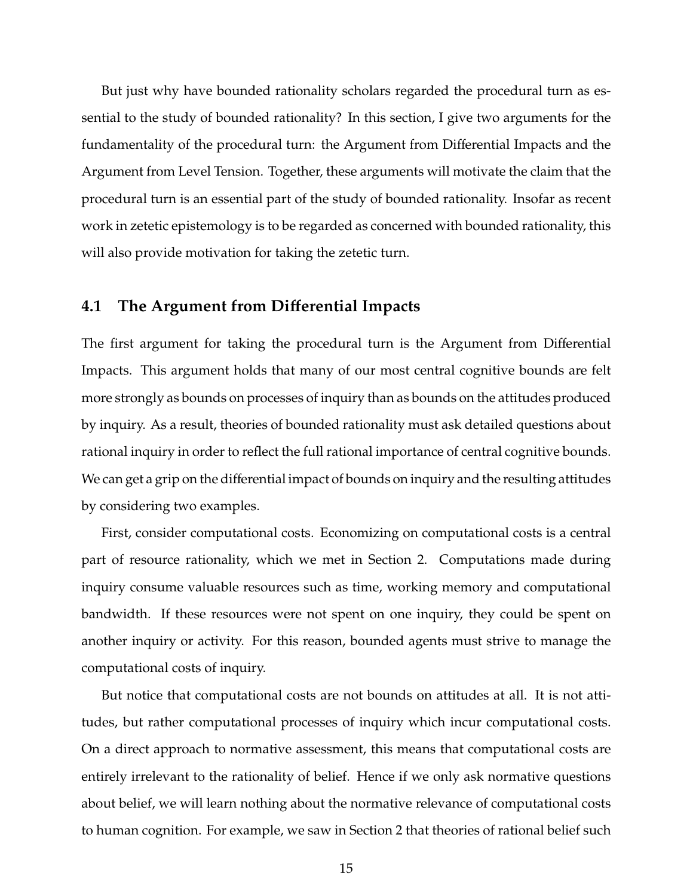But just why have bounded rationality scholars regarded the procedural turn as essential to the study of bounded rationality? In this section, I give two arguments for the fundamentality of the procedural turn: the Argument from Differential Impacts and the Argument from Level Tension. Together, these arguments will motivate the claim that the procedural turn is an essential part of the study of bounded rationality. Insofar as recent work in zetetic epistemology is to be regarded as concerned with bounded rationality, this will also provide motivation for taking the zetetic turn.

## 4.1 The Argument from Differential Impacts

The first argument for taking the procedural turn is the Argument from Differential Impacts. This argument holds that many of our most central cognitive bounds are felt more strongly as bounds on processes of inquiry than as bounds on the attitudes produced by inquiry. As a result, theories of bounded rationality must ask detailed questions about rational inquiry in order to reflect the full rational importance of central cognitive bounds. We can get a grip on the differential impact of bounds on inquiry and the resulting attitudes by considering two examples.

First, consider computational costs. Economizing on computational costs is a central part of resource rationality, which we met in Section 2. Computations made during inquiry consume valuable resources such as time, working memory and computational bandwidth. If these resources were not spent on one inquiry, they could be spent on another inquiry or activity. For this reason, bounded agents must strive to manage the computational costs of inquiry.

But notice that computational costs are not bounds on attitudes at all. It is not attitudes, but rather computational processes of inquiry which incur computational costs. On a direct approach to normative assessment, this means that computational costs are entirely irrelevant to the rationality of belief. Hence if we only ask normative questions about belief, we will learn nothing about the normative relevance of computational costs to human cognition. For example, we saw in Section 2 that theories of rational belief such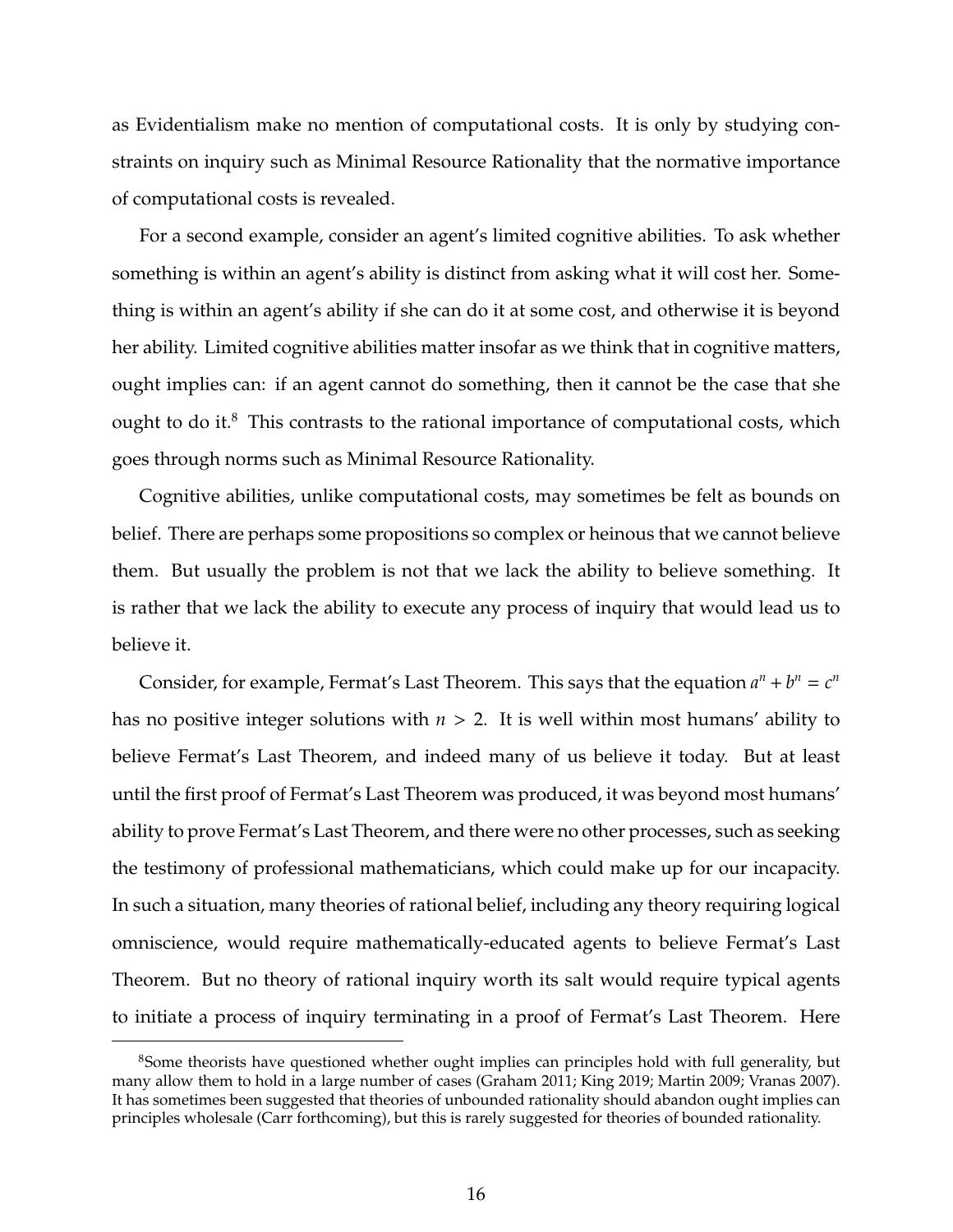as Evidentialism make no mention of computational costs. It is only by studying constraints on inquiry such as Minimal Resource Rationality that the normative importance of computational costs is revealed.

For a second example, consider an agent's limited cognitive abilities. To ask whether something is within an agent's ability is distinct from asking what it will cost her. Something is within an agent's ability if she can do it at some cost, and otherwise it is beyond her ability. Limited cognitive abilities matter insofar as we think that in cognitive matters, ought implies can: if an agent cannot do something, then it cannot be the case that she ought to do it.[8] This contrasts to the rational importance of computational costs, which goes through norms such as Minimal Resource Rationality.

Cognitive abilities, unlike computational costs, may sometimes be felt as bounds on belief. There are perhaps some propositions so complex or heinous that we cannot believe them. But usually the problem is not that we lack the ability to believe something. It is rather that we lack the ability to execute any process of inquiry that would lead us to believe it.

Consider, for example, Fermat's Last Theorem. This says that the equation $a^n + b^n = c^n$ has no positive integer solutions with $n > 2$. It is well within most humans' ability to believe Fermat's Last Theorem, and indeed many of us believe it today. But at least until the first proof of Fermat's Last Theorem was produced, it was beyond most humans' ability to prove Fermat's Last Theorem, and there were no other processes, such as seeking the testimony of professional mathematicians, which could make up for our incapacity. In such a situation, many theories of rational belief, including any theory requiring logical omniscience, would require mathematically-educated agents to believe Fermat's Last Theorem. But no theory of rational inquiry worth its salt would require typical agents to initiate a process of inquiry terminating in a proof of Fermat's Last Theorem. Here

[8] Some theorists have questioned whether ought implies can principles hold with full generality, but many allow them to hold in a large number of cases (Graham 2011; King 2019; Martin 2009; Vranas 2007). It has sometimes been suggested that theories of unbounded rationality should abandon ought implies can principles wholesale (Carr forthcoming), but this is rarely suggested for theories of bounded rationality.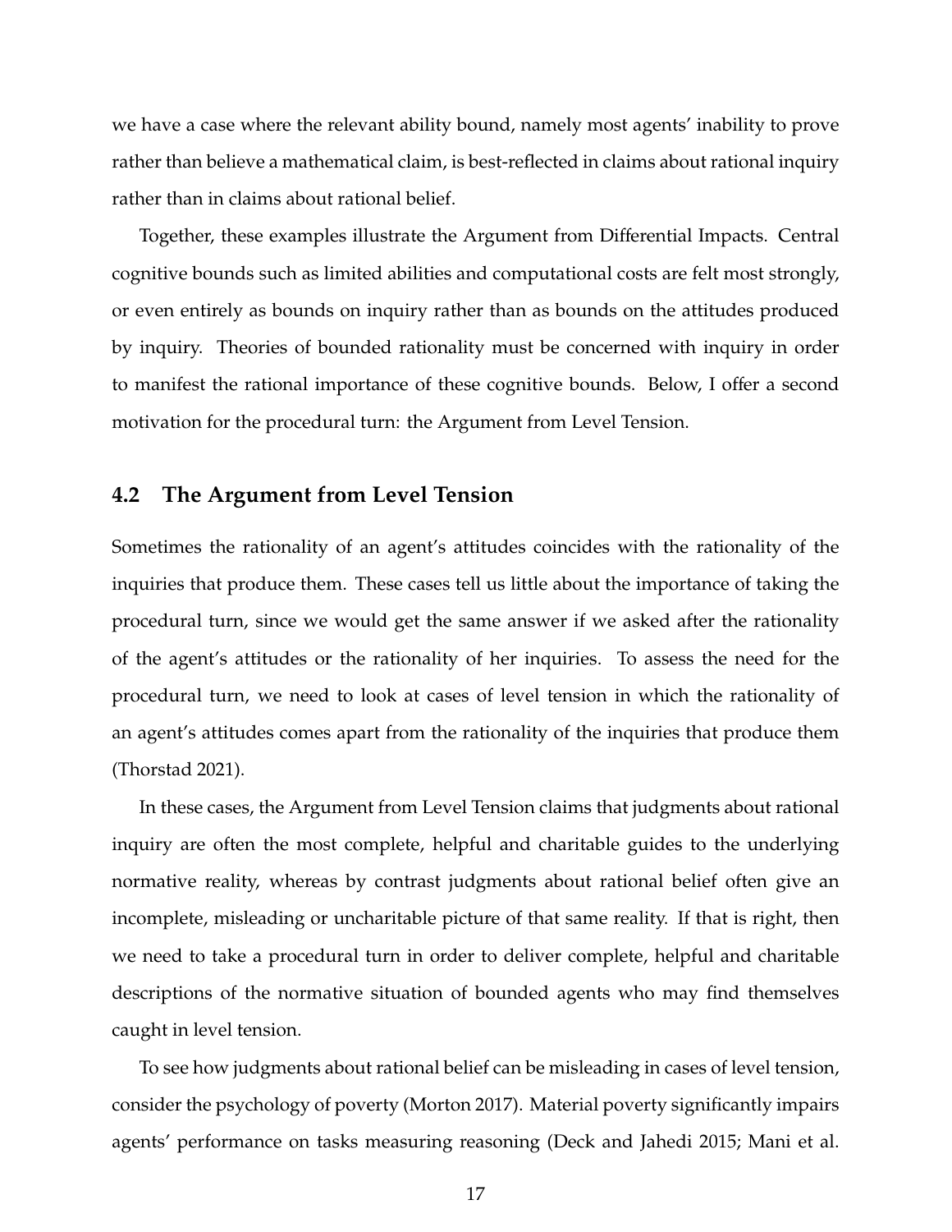we have a case where the relevant ability bound, namely most agents' inability to prove rather than believe a mathematical claim, is best-reflected in claims about rational inquiry rather than in claims about rational belief.

Together, these examples illustrate the Argument from Differential Impacts. Central cognitive bounds such as limited abilities and computational costs are felt most strongly, or even entirely as bounds on inquiry rather than as bounds on the attitudes produced by inquiry. Theories of bounded rationality must be concerned with inquiry in order to manifest the rational importance of these cognitive bounds. Below, I offer a second motivation for the procedural turn: the Argument from Level Tension.

### 4.2 The Argument from Level Tension

Sometimes the rationality of an agent's attitudes coincides with the rationality of the inquiries that produce them. These cases tell us little about the importance of taking the procedural turn, since we would get the same answer if we asked after the rationality of the agent's attitudes or the rationality of her inquiries. To assess the need for the procedural turn, we need to look at cases of level tension in which the rationality of an agent's attitudes comes apart from the rationality of the inquiries that produce them (Thorstad 2021).

In these cases, the Argument from Level Tension claims that judgments about rational inquiry are often the most complete, helpful and charitable guides to the underlying normative reality, whereas by contrast judgments about rational belief often give an incomplete, misleading or uncharitable picture of that same reality. If that is right, then we need to take a procedural turn in order to deliver complete, helpful and charitable descriptions of the normative situation of bounded agents who may find themselves caught in level tension.

To see how judgments about rational belief can be misleading in cases of level tension, consider the psychology of poverty (Morton 2017). Material poverty significantly impairs agents' performance on tasks measuring reasoning (Deck and Jahedi 2015; Mani et al.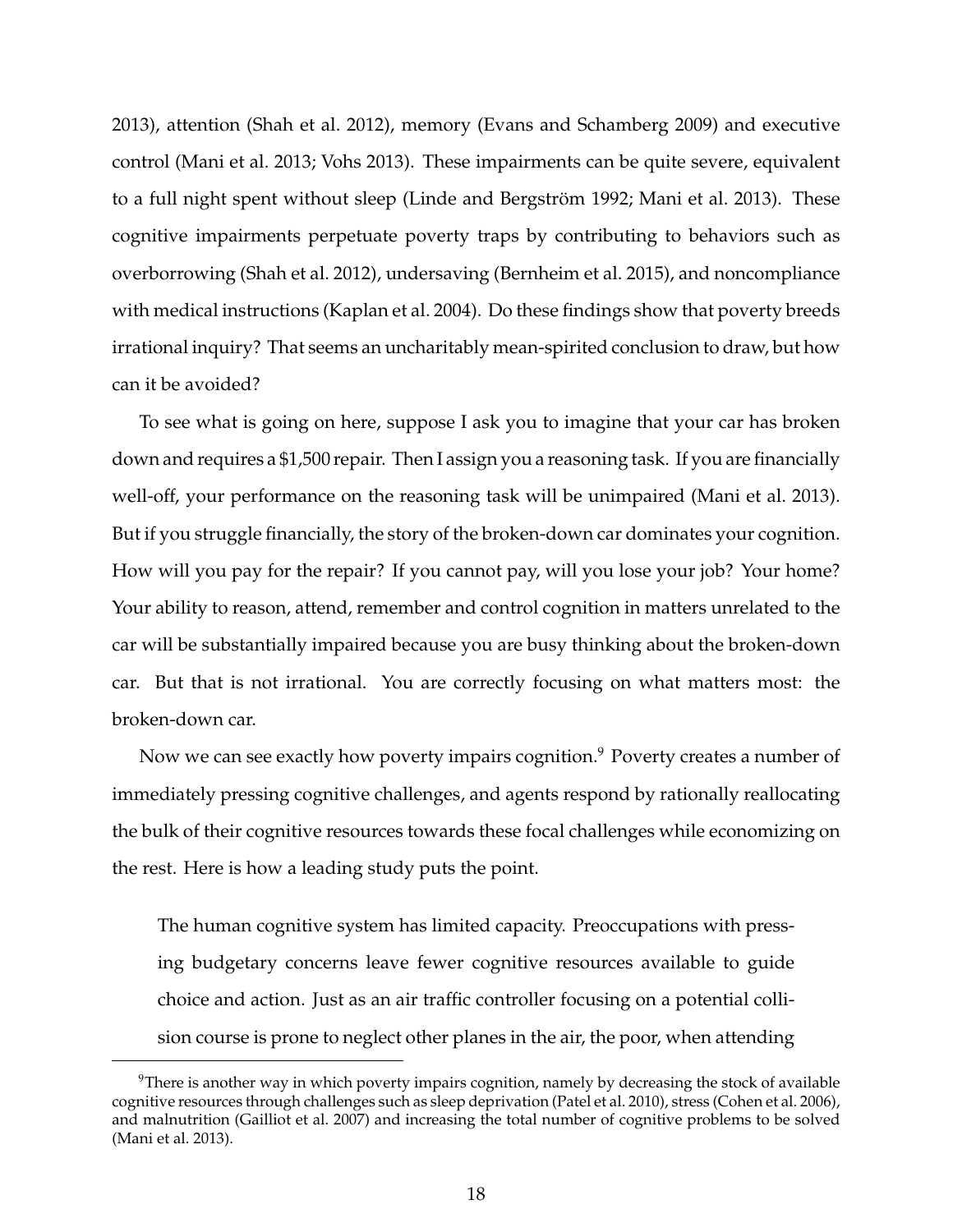2013), attention (Shah et al. 2012), memory (Evans and Schamberg 2009) and executive control (Mani et al. 2013; Vohs 2013). These impairments can be quite severe, equivalent to a full night spent without sleep (Linde and Bergström 1992; Mani et al. 2013). These cognitive impairments perpetuate poverty traps by contributing to behaviors such as overborrowing (Shah et al. 2012), undersaving (Bernheim et al. 2015), and noncompliance with medical instructions (Kaplan et al. 2004). Do these findings show that poverty breeds irrational inquiry? That seems an uncharitably mean-spirited conclusion to draw, but how can it be avoided?

To see what is going on here, suppose I ask you to imagine that your car has broken down and requires a $1,500 repair. Then I assign you a reasoning task. If you are financially well-off, your performance on the reasoning task will be unimpaired (Mani et al. 2013). But if you struggle financially, the story of the broken-down car dominates your cognition. How will you pay for the repair? If you cannot pay, will you lose your job? Your home? Your ability to reason, attend, remember and control cognition in matters unrelated to the car will be substantially impaired because you are busy thinking about the broken-down car. But that is not irrational. You are correctly focusing on what matters most: the broken-down car.

Now we can see exactly how poverty impairs cognition.[9] Poverty creates a number of immediately pressing cognitive challenges, and agents respond by rationally reallocating the bulk of their cognitive resources towards these focal challenges while economizing on the rest. Here is how a leading study puts the point.

> The human cognitive system has limited capacity. Preoccupations with pressing budgetary concerns leave fewer cognitive resources available to guide choice and action. Just as an air traffic controller focusing on a potential collision course is prone to neglect other planes in the air, the poor, when attending

[9] There is another way in which poverty impairs cognition, namely by decreasing the stock of available cognitive resources through challenges such as sleep deprivation (Patel et al. 2010), stress (Cohen et al. 2006), and malnutrition (Gailliot et al. 2007) and increasing the total number of cognitive problems to be solved (Mani et al. 2013).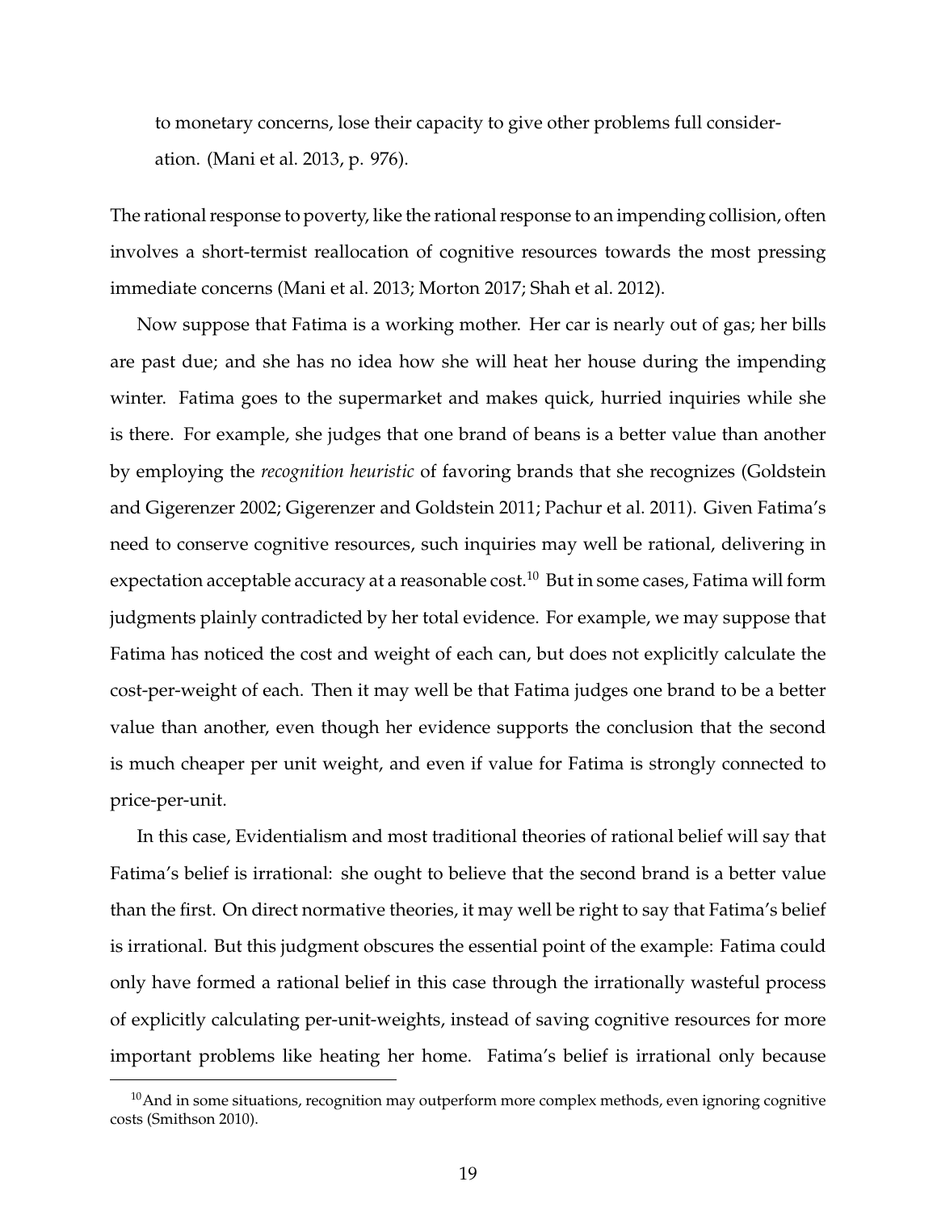> to monetary concerns, lose their capacity to give other problems full consideration. (Mani et al. 2013, p. 976).

The rational response to poverty, like the rational response to an impending collision, often involves a short-termist reallocation of cognitive resources towards the most pressing immediate concerns (Mani et al. 2013; Morton 2017; Shah et al. 2012).

Now suppose that Fatima is a working mother. Her car is nearly out of gas; her bills are past due; and she has no idea how she will heat her house during the impending winter. Fatima goes to the supermarket and makes quick, hurried inquiries while she is there. For example, she judges that one brand of beans is a better value than another by employing the *recognition heuristic* of favoring brands that she recognizes (Goldstein and Gigerenzer 2002; Gigerenzer and Goldstein 2011; Pachur et al. 2011). Given Fatima's need to conserve cognitive resources, such inquiries may well be rational, delivering in expectation acceptable accuracy at a reasonable cost.[10] But in some cases, Fatima will form judgments plainly contradicted by her total evidence. For example, we may suppose that Fatima has noticed the cost and weight of each can, but does not explicitly calculate the cost-per-weight of each. Then it may well be that Fatima judges one brand to be a better value than another, even though her evidence supports the conclusion that the second is much cheaper per unit weight, and even if value for Fatima is strongly connected to price-per-unit.

In this case, Evidentialism and most traditional theories of rational belief will say that Fatima's belief is irrational: she ought to believe that the second brand is a better value than the first. On direct normative theories, it may well be right to say that Fatima's belief is irrational. But this judgment obscures the essential point of the example: Fatima could only have formed a rational belief in this case through the irrationally wasteful process of explicitly calculating per-unit-weights, instead of saving cognitive resources for more important problems like heating her home. Fatima's belief is irrational only because

[10] And in some situations, recognition may outperform more complex methods, even ignoring cognitive costs (Smithson 2010).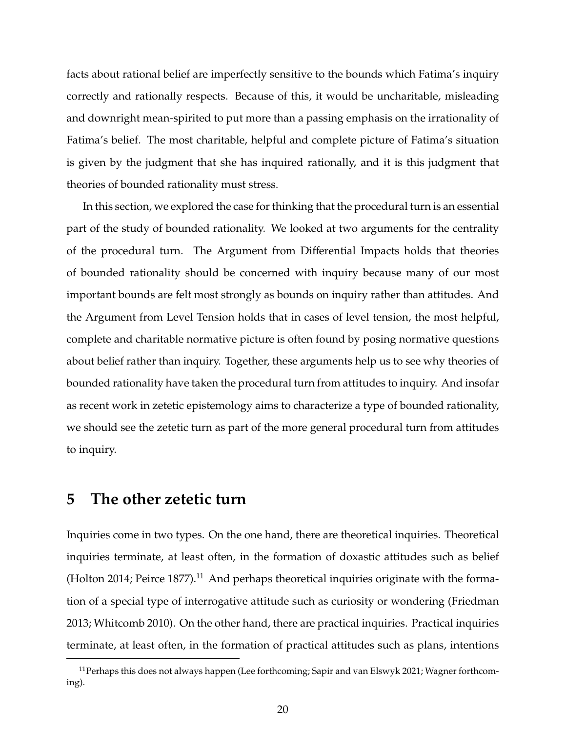facts about rational belief are imperfectly sensitive to the bounds which Fatima's inquiry correctly and rationally respects. Because of this, it would be uncharitable, misleading and downright mean-spirited to put more than a passing emphasis on the irrationality of Fatima's belief. The most charitable, helpful and complete picture of Fatima's situation is given by the judgment that she has inquired rationally, and it is this judgment that theories of bounded rationality must stress.

In this section, we explored the case for thinking that the procedural turn is an essential part of the study of bounded rationality. We looked at two arguments for the centrality of the procedural turn. The Argument from Differential Impacts holds that theories of bounded rationality should be concerned with inquiry because many of our most important bounds are felt most strongly as bounds on inquiry rather than attitudes. And the Argument from Level Tension holds that in cases of level tension, the most helpful, complete and charitable normative picture is often found by posing normative questions about belief rather than inquiry. Together, these arguments help us to see why theories of bounded rationality have taken the procedural turn from attitudes to inquiry. And insofar as recent work in zetetic epistemology aims to characterize a type of bounded rationality, we should see the zetetic turn as part of the more general procedural turn from attitudes to inquiry.

## 5 The other zetetic turn

Inquiries come in two types. On the one hand, there are theoretical inquiries. Theoretical inquiries terminate, at least often, in the formation of doxastic attitudes such as belief (Holton 2014; Peirce 1877).[11] And perhaps theoretical inquiries originate with the formation of a special type of interrogative attitude such as curiosity or wondering (Friedman 2013; Whitcomb 2010). On the other hand, there are practical inquiries. Practical inquiries terminate, at least often, in the formation of practical attitudes such as plans, intentions

[11] Perhaps this does not always happen (Lee forthcoming; Sapir and van Elswyk 2021; Wagner forthcoming).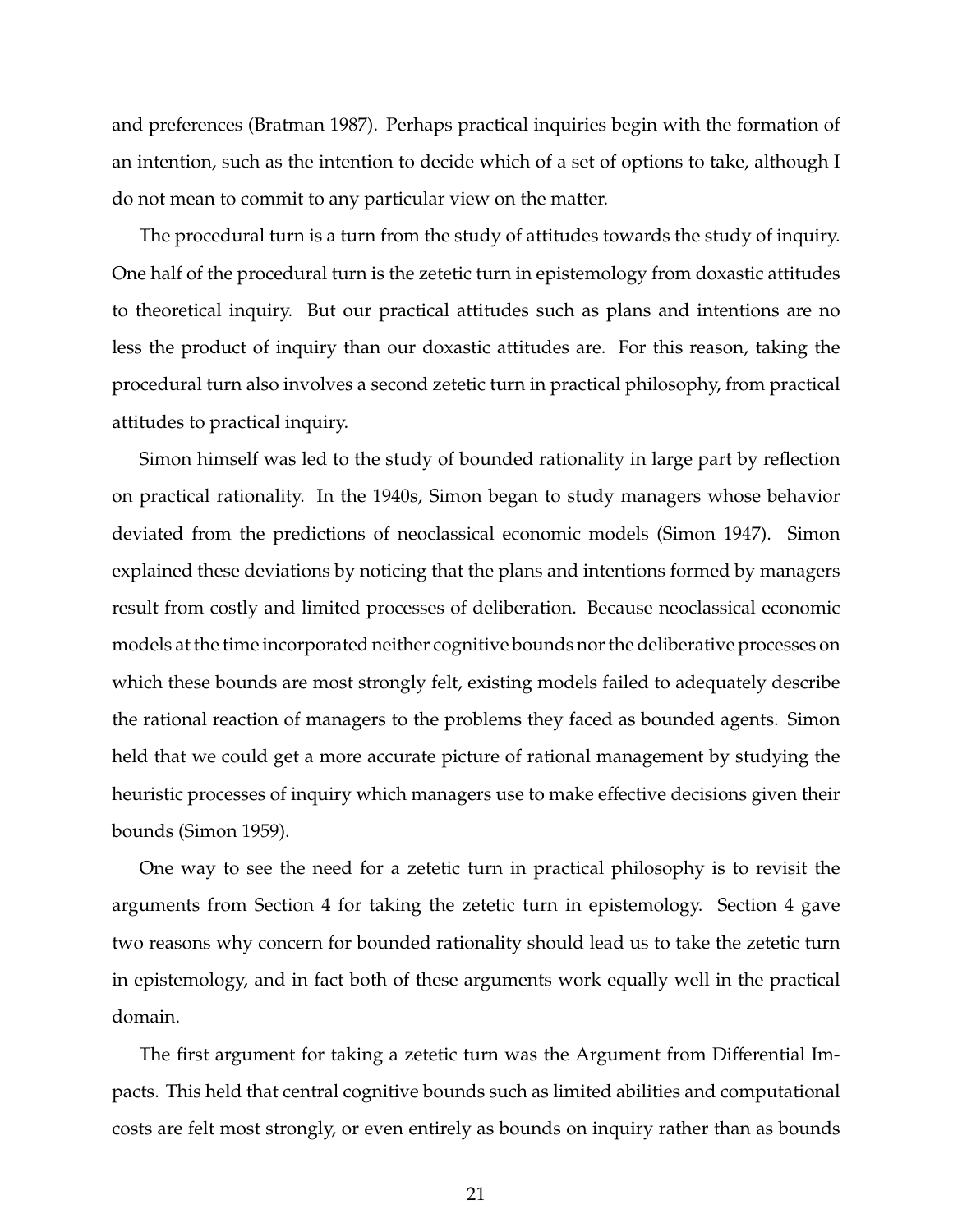and preferences (Bratman 1987). Perhaps practical inquiries begin with the formation of an intention, such as the intention to decide which of a set of options to take, although I do not mean to commit to any particular view on the matter.

The procedural turn is a turn from the study of attitudes towards the study of inquiry. One half of the procedural turn is the zetetic turn in epistemology from doxastic attitudes to theoretical inquiry. But our practical attitudes such as plans and intentions are no less the product of inquiry than our doxastic attitudes are. For this reason, taking the procedural turn also involves a second zetetic turn in practical philosophy, from practical attitudes to practical inquiry.

Simon himself was led to the study of bounded rationality in large part by reflection on practical rationality. In the 1940s, Simon began to study managers whose behavior deviated from the predictions of neoclassical economic models (Simon 1947). Simon explained these deviations by noticing that the plans and intentions formed by managers result from costly and limited processes of deliberation. Because neoclassical economic models at the time incorporated neither cognitive bounds nor the deliberative processes on which these bounds are most strongly felt, existing models failed to adequately describe the rational reaction of managers to the problems they faced as bounded agents. Simon held that we could get a more accurate picture of rational management by studying the heuristic processes of inquiry which managers use to make effective decisions given their bounds (Simon 1959).

One way to see the need for a zetetic turn in practical philosophy is to revisit the arguments from Section 4 for taking the zetetic turn in epistemology. Section 4 gave two reasons why concern for bounded rationality should lead us to take the zetetic turn in epistemology, and in fact both of these arguments work equally well in the practical domain.

The first argument for taking a zetetic turn was the Argument from Differential Impacts. This held that central cognitive bounds such as limited abilities and computational costs are felt most strongly, or even entirely as bounds on inquiry rather than as bounds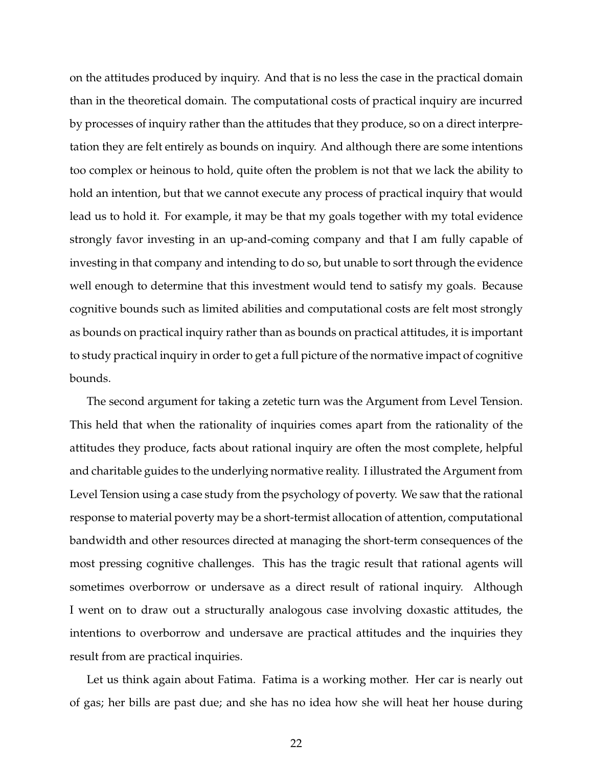on the attitudes produced by inquiry. And that is no less the case in the practical domain than in the theoretical domain. The computational costs of practical inquiry are incurred by processes of inquiry rather than the attitudes that they produce, so on a direct interpretation they are felt entirely as bounds on inquiry. And although there are some intentions too complex or heinous to hold, quite often the problem is not that we lack the ability to hold an intention, but that we cannot execute any process of practical inquiry that would lead us to hold it. For example, it may be that my goals together with my total evidence strongly favor investing in an up-and-coming company and that I am fully capable of investing in that company and intending to do so, but unable to sort through the evidence well enough to determine that this investment would tend to satisfy my goals. Because cognitive bounds such as limited abilities and computational costs are felt most strongly as bounds on practical inquiry rather than as bounds on practical attitudes, it is important to study practical inquiry in order to get a full picture of the normative impact of cognitive bounds.

The second argument for taking a zetetic turn was the Argument from Level Tension. This held that when the rationality of inquiries comes apart from the rationality of the attitudes they produce, facts about rational inquiry are often the most complete, helpful and charitable guides to the underlying normative reality. I illustrated the Argument from Level Tension using a case study from the psychology of poverty. We saw that the rational response to material poverty may be a short-termist allocation of attention, computational bandwidth and other resources directed at managing the short-term consequences of the most pressing cognitive challenges. This has the tragic result that rational agents will sometimes overborrow or undersave as a direct result of rational inquiry. Although I went on to draw out a structurally analogous case involving doxastic attitudes, the intentions to overborrow and undersave are practical attitudes and the inquiries they result from are practical inquiries.

Let us think again about Fatima. Fatima is a working mother. Her car is nearly out of gas; her bills are past due; and she has no idea how she will heat her house during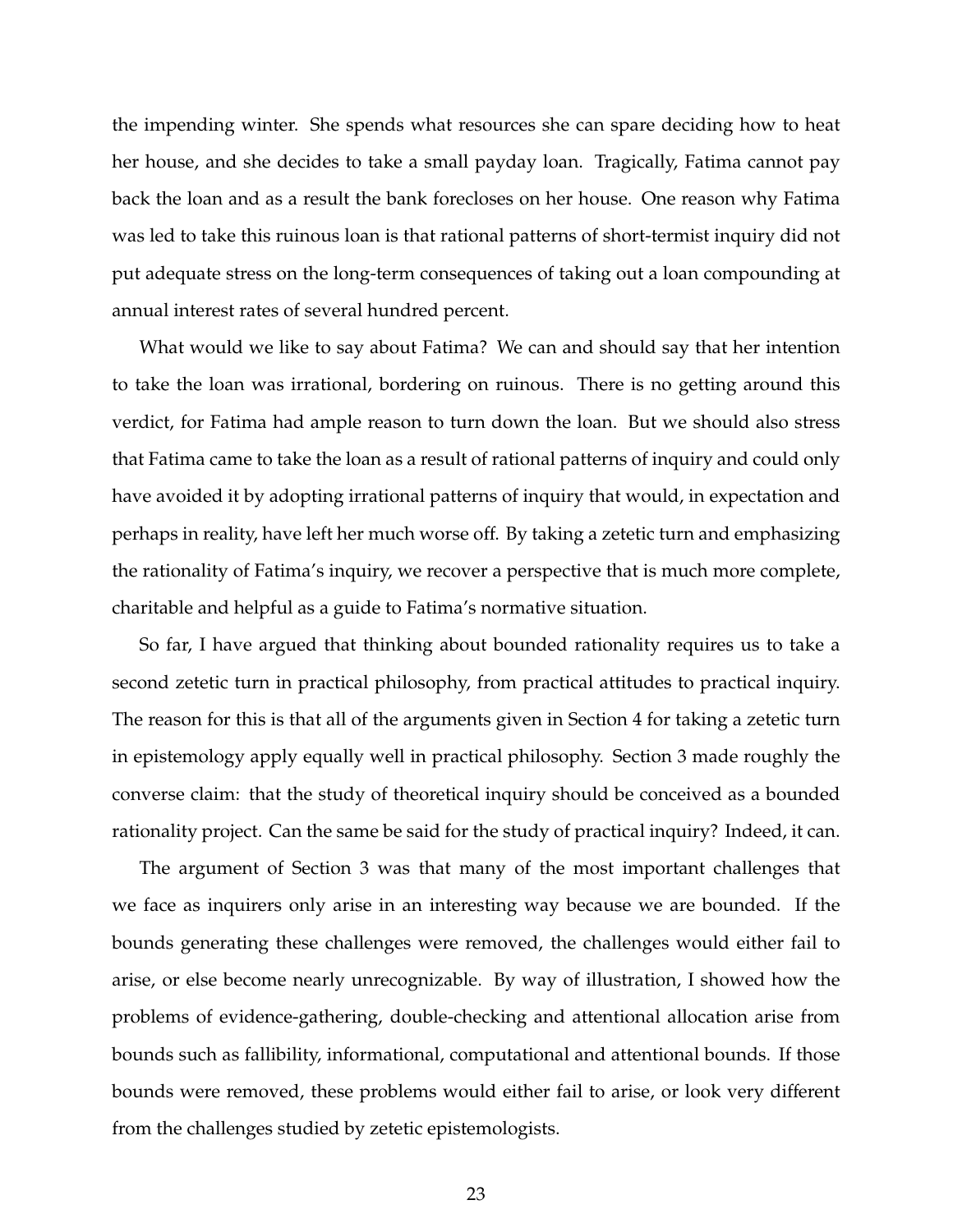the impending winter. She spends what resources she can spare deciding how to heat her house, and she decides to take a small payday loan. Tragically, Fatima cannot pay back the loan and as a result the bank forecloses on her house. One reason why Fatima was led to take this ruinous loan is that rational patterns of short-termist inquiry did not put adequate stress on the long-term consequences of taking out a loan compounding at annual interest rates of several hundred percent.

What would we like to say about Fatima? We can and should say that her intention to take the loan was irrational, bordering on ruinous. There is no getting around this verdict, for Fatima had ample reason to turn down the loan. But we should also stress that Fatima came to take the loan as a result of rational patterns of inquiry and could only have avoided it by adopting irrational patterns of inquiry that would, in expectation and perhaps in reality, have left her much worse off. By taking a zetetic turn and emphasizing the rationality of Fatima's inquiry, we recover a perspective that is much more complete, charitable and helpful as a guide to Fatima's normative situation.

So far, I have argued that thinking about bounded rationality requires us to take a second zetetic turn in practical philosophy, from practical attitudes to practical inquiry. The reason for this is that all of the arguments given in Section 4 for taking a zetetic turn in epistemology apply equally well in practical philosophy. Section 3 made roughly the converse claim: that the study of theoretical inquiry should be conceived as a bounded rationality project. Can the same be said for the study of practical inquiry? Indeed, it can.

The argument of Section 3 was that many of the most important challenges that we face as inquirers only arise in an interesting way because we are bounded. If the bounds generating these challenges were removed, the challenges would either fail to arise, or else become nearly unrecognizable. By way of illustration, I showed how the problems of evidence-gathering, double-checking and attentional allocation arise from bounds such as fallibility, informational, computational and attentional bounds. If those bounds were removed, these problems would either fail to arise, or look very different from the challenges studied by zetetic epistemologists.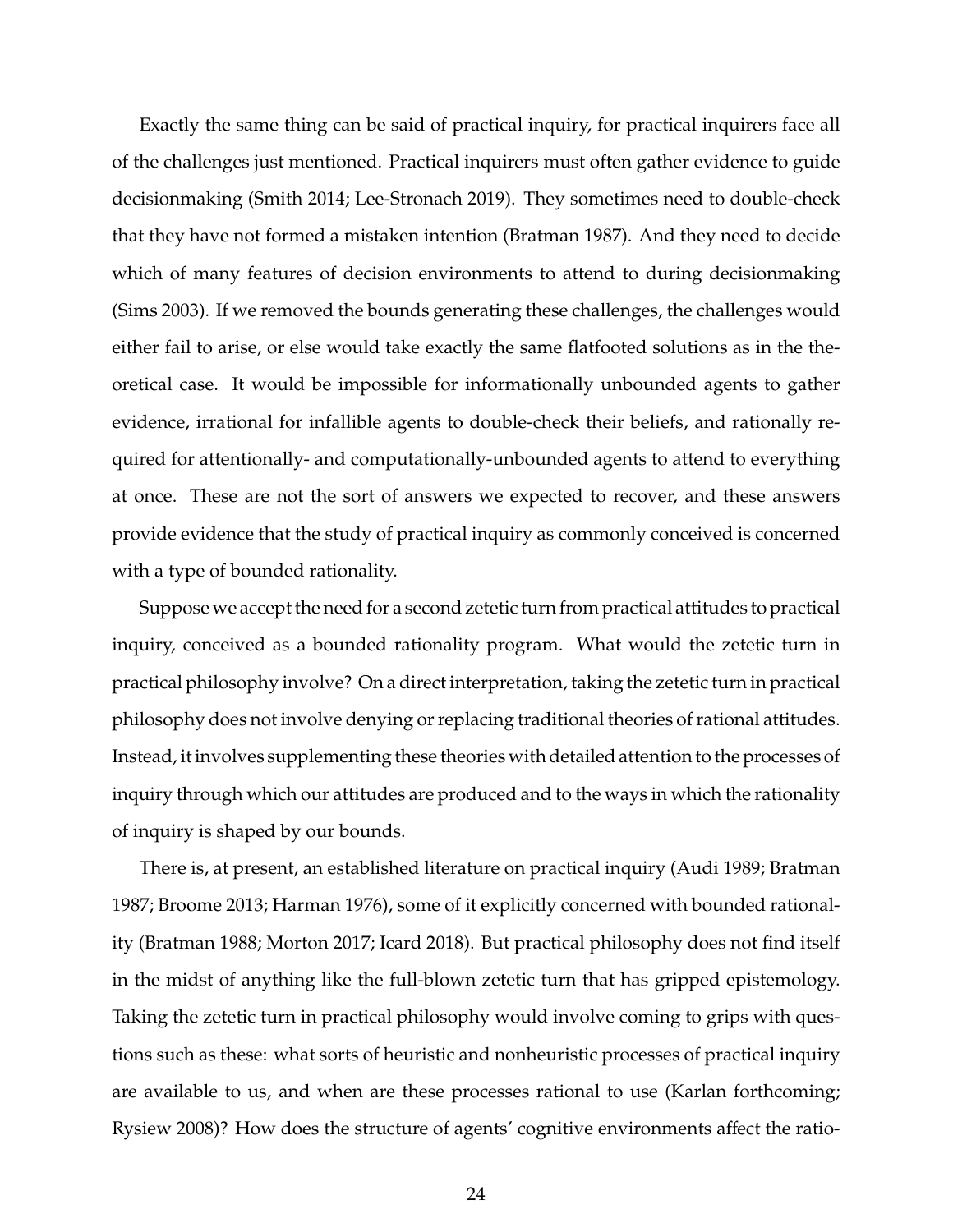Exactly the same thing can be said of practical inquiry, for practical inquirers face all of the challenges just mentioned. Practical inquirers must often gather evidence to guide decisionmaking (Smith 2014; Lee-Stronach 2019). They sometimes need to double-check that they have not formed a mistaken intention (Bratman 1987). And they need to decide which of many features of decision environments to attend to during decisionmaking (Sims 2003). If we removed the bounds generating these challenges, the challenges would either fail to arise, or else would take exactly the same flatfooted solutions as in the theoretical case. It would be impossible for informationally unbounded agents to gather evidence, irrational for infallible agents to double-check their beliefs, and rationally required for attentionally- and computationally-unbounded agents to attend to everything at once. These are not the sort of answers we expected to recover, and these answers provide evidence that the study of practical inquiry as commonly conceived is concerned with a type of bounded rationality.

Suppose we accept the need for a second zetetic turn from practical attitudes to practical inquiry, conceived as a bounded rationality program. What would the zetetic turn in practical philosophy involve? On a direct interpretation, taking the zetetic turn in practical philosophy does not involve denying or replacing traditional theories of rational attitudes. Instead, it involves supplementing these theories with detailed attention to the processes of inquiry through which our attitudes are produced and to the ways in which the rationality of inquiry is shaped by our bounds.

There is, at present, an established literature on practical inquiry (Audi 1989; Bratman 1987; Broome 2013; Harman 1976), some of it explicitly concerned with bounded rationality (Bratman 1988; Morton 2017; Icard 2018). But practical philosophy does not find itself in the midst of anything like the full-blown zetetic turn that has gripped epistemology. Taking the zetetic turn in practical philosophy would involve coming to grips with questions such as these: what sorts of heuristic and nonheuristic processes of practical inquiry are available to us, and when are these processes rational to use (Karlan forthcoming; Rysiew 2008)? How does the structure of agents' cognitive environments affect the ratio-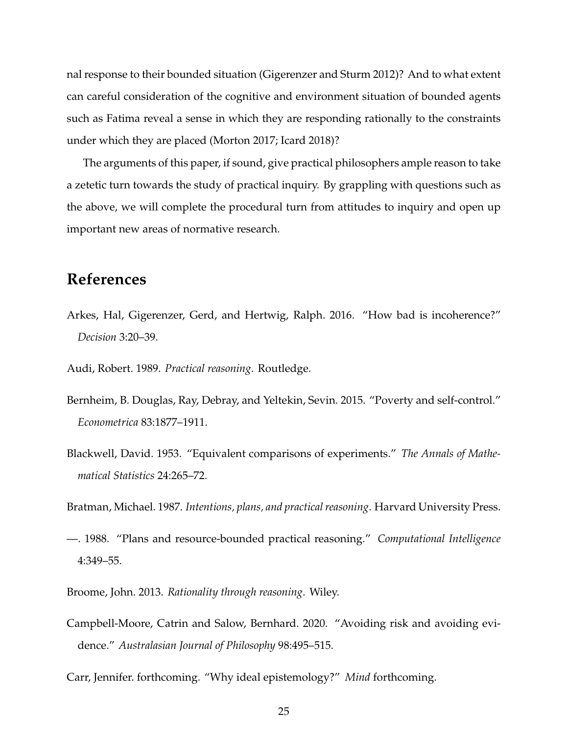nal response to their bounded situation (Gigerenzer and Sturm 2012)? And to what extent can careful consideration of the cognitive and environment situation of bounded agents such as Fatima reveal a sense in which they are responding rationally to the constraints under which they are placed (Morton 2017; Icard 2018)?

The arguments of this paper, if sound, give practical philosophers ample reason to take a zetetic turn towards the study of practical inquiry. By grappling with questions such as the above, we will complete the procedural turn from attitudes to inquiry and open up important new areas of normative research.

## References

Arkes, Hal, Gigerenzer, Gerd, and Hertwig, Ralph. 2016. "How bad is incoherence?" *Decision* 3:20–39.

Audi, Robert. 1989. *Practical reasoning*. Routledge.

Bernheim, B. Douglas, Ray, Debray, and Yeltekin, Sevin. 2015. "Poverty and self-control." *Econometrica* 83:1877–1911.

Blackwell, David. 1953. "Equivalent comparisons of experiments." *The Annals of Mathematical Statistics* 24:265–72.

Bratman, Michael. 1987. *Intentions, plans, and practical reasoning*. Harvard University Press.

—. 1988. "Plans and resource-bounded practical reasoning." *Computational Intelligence* 4:349–55.

Broome, John. 2013. *Rationality through reasoning*. Wiley.

Campbell-Moore, Catrin and Salow, Bernhard. 2020. "Avoiding risk and avoiding evidence." *Australasian Journal of Philosophy* 98:495–515.

Carr, Jennifer. forthcoming. "Why ideal epistemology?" *Mind* forthcoming.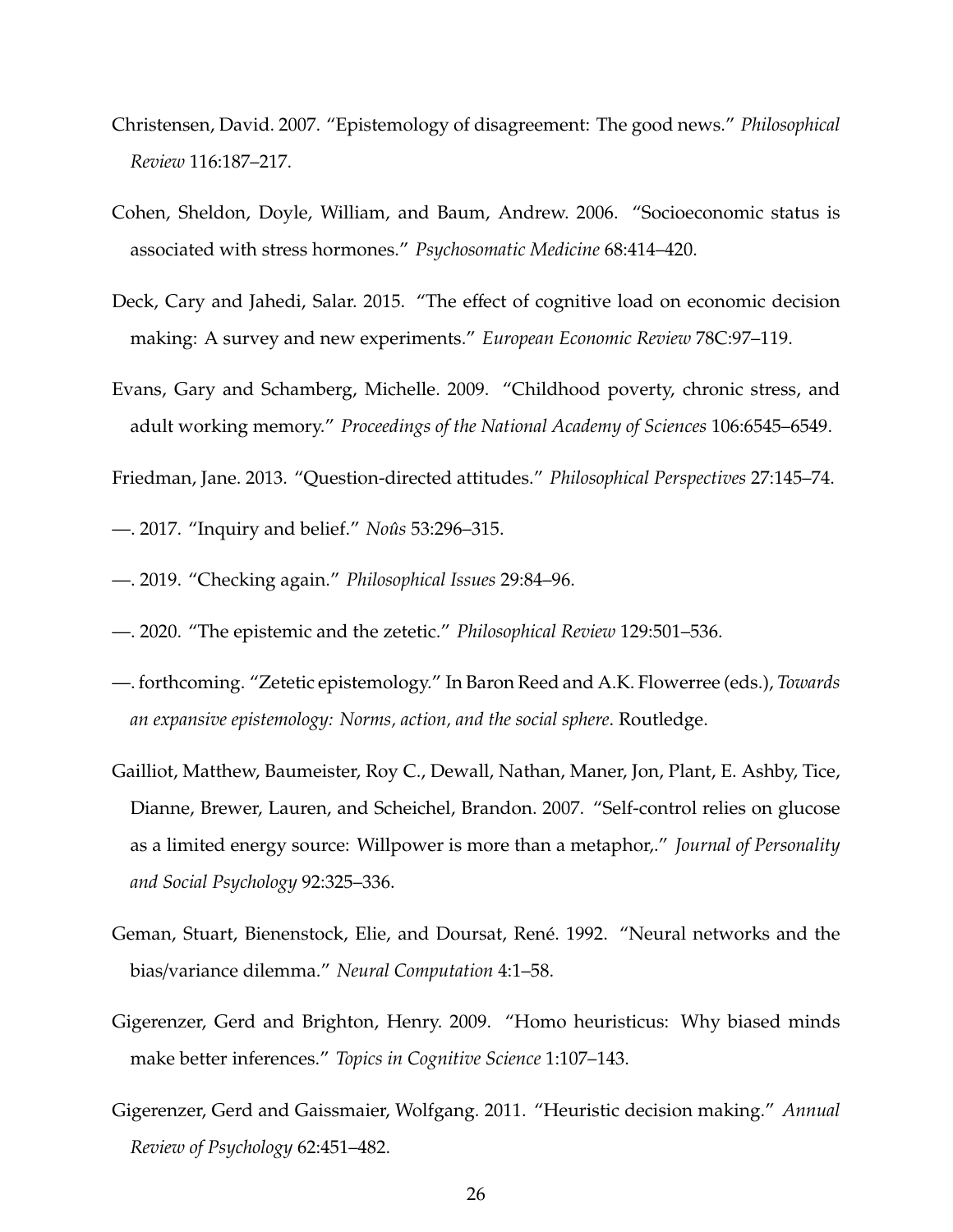Christensen, David. 2007. "Epistemology of disagreement: The good news." *Philosophical Review* 116:187–217.

Cohen, Sheldon, Doyle, William, and Baum, Andrew. 2006. "Socioeconomic status is associated with stress hormones." *Psychosomatic Medicine* 68:414–420.

Deck, Cary and Jahedi, Salar. 2015. "The effect of cognitive load on economic decision making: A survey and new experiments." *European Economic Review* 78C:97–119.

Evans, Gary and Schamberg, Michelle. 2009. "Childhood poverty, chronic stress, and adult working memory." *Proceedings of the National Academy of Sciences* 106:6545–6549.

Friedman, Jane. 2013. "Question-directed attitudes." *Philosophical Perspectives* 27:145–74.

—. 2017. "Inquiry and belief." *Noûs* 53:296–315.

—. 2019. "Checking again." *Philosophical Issues* 29:84–96.

—. 2020. "The epistemic and the zetetic." *Philosophical Review* 129:501–536.

—. forthcoming. "Zetetic epistemology." In Baron Reed and A.K. Flowerree (eds.), *Towards an expansive epistemology: Norms, action, and the social sphere*. Routledge.

Gailliot, Matthew, Baumeister, Roy C., Dewall, Nathan, Maner, Jon, Plant, E. Ashby, Tice, Dianne, Brewer, Lauren, and Scheichel, Brandon. 2007. "Self-control relies on glucose as a limited energy source: Willpower is more than a metaphor,." *Journal of Personality and Social Psychology* 92:325–336.

Geman, Stuart, Bienenstock, Elie, and Doursat, René. 1992. "Neural networks and the bias/variance dilemma." *Neural Computation* 4:1–58.

Gigerenzer, Gerd and Brighton, Henry. 2009. "Homo heuristicus: Why biased minds make better inferences." *Topics in Cognitive Science* 1:107–143.

Gigerenzer, Gerd and Gaissmaier, Wolfgang. 2011. "Heuristic decision making." *Annual Review of Psychology* 62:451–482.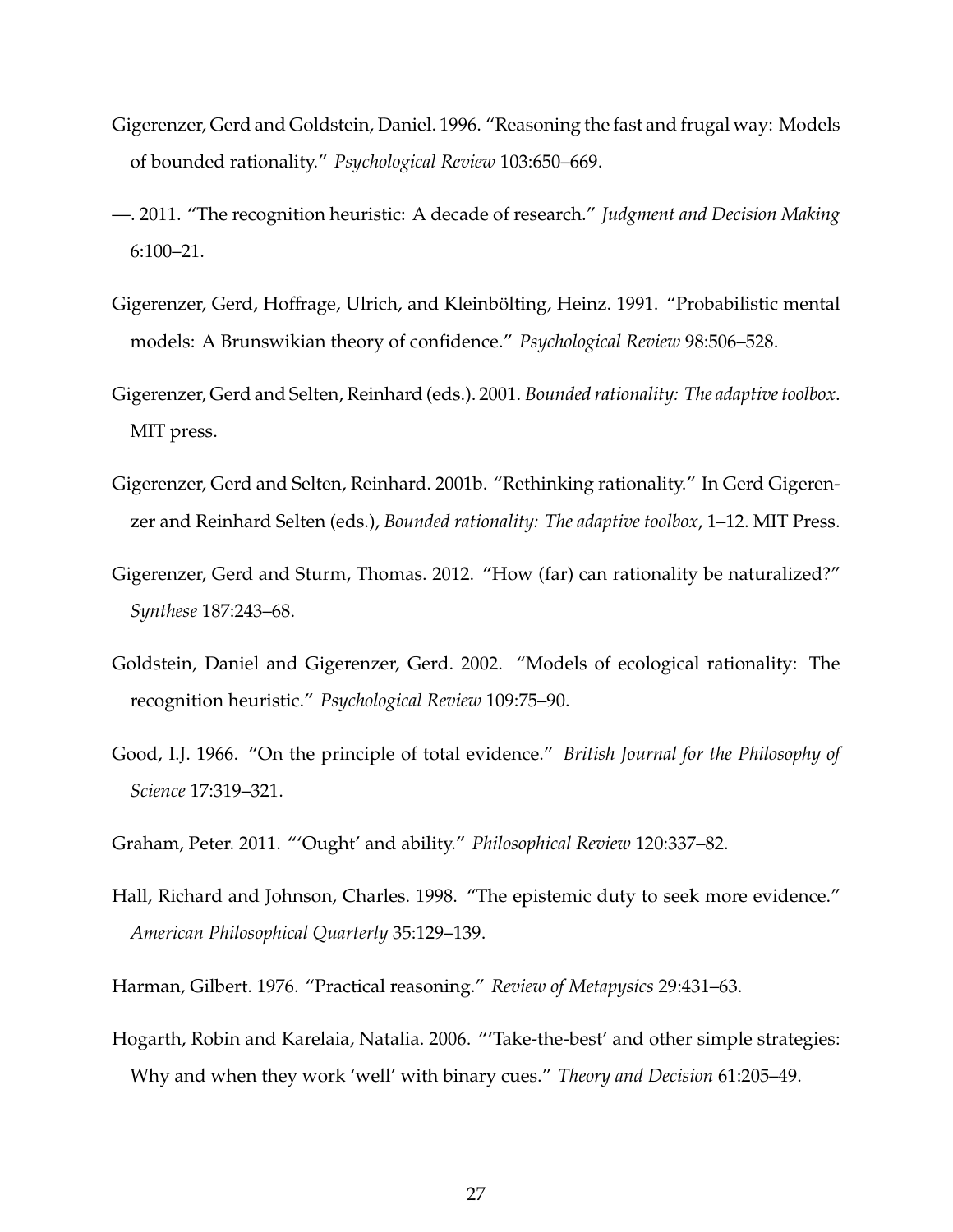Gigerenzer, Gerd and Goldstein, Daniel. 1996. "Reasoning the fast and frugal way: Models of bounded rationality." *Psychological Review* 103:650–669.

—. 2011. "The recognition heuristic: A decade of research." *Judgment and Decision Making* 6:100–21.

Gigerenzer, Gerd, Hoffrage, Ulrich, and Kleinbölting, Heinz. 1991. "Probabilistic mental models: A Brunswikian theory of confidence." *Psychological Review* 98:506–528.

Gigerenzer, Gerd and Selten, Reinhard (eds.). 2001. *Bounded rationality: The adaptive toolbox*. MIT press.

Gigerenzer, Gerd and Selten, Reinhard. 2001b. "Rethinking rationality." In Gerd Gigerenzer and Reinhard Selten (eds.), *Bounded rationality: The adaptive toolbox*, 1–12. MIT Press.

Gigerenzer, Gerd and Sturm, Thomas. 2012. "How (far) can rationality be naturalized?" *Synthese* 187:243–68.

Goldstein, Daniel and Gigerenzer, Gerd. 2002. "Models of ecological rationality: The recognition heuristic." *Psychological Review* 109:75–90.

Good, I.J. 1966. "On the principle of total evidence." *British Journal for the Philosophy of Science* 17:319–321.

Graham, Peter. 2011. "'Ought' and ability." *Philosophical Review* 120:337–82.

Hall, Richard and Johnson, Charles. 1998. "The epistemic duty to seek more evidence." *American Philosophical Quarterly* 35:129–139.

Harman, Gilbert. 1976. "Practical reasoning." *Review of Metapysics* 29:431–63.

Hogarth, Robin and Karelaia, Natalia. 2006. "'Take-the-best' and other simple strategies: Why and when they work 'well' with binary cues." *Theory and Decision* 61:205–49.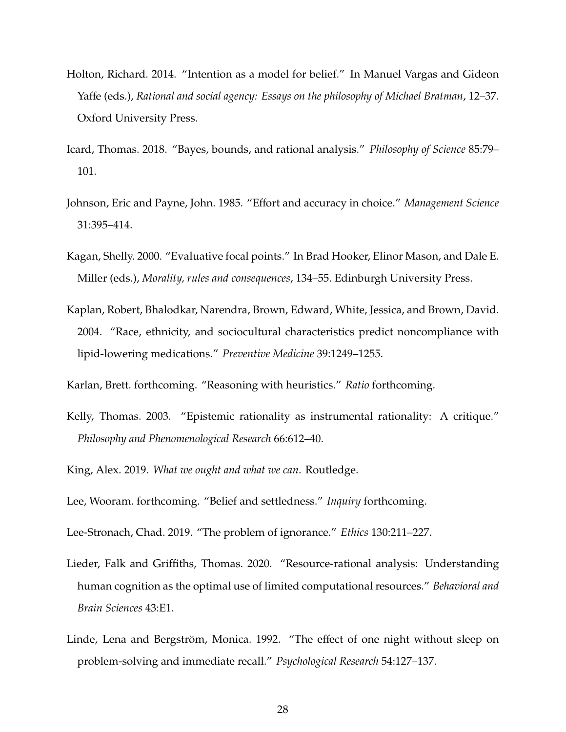Holton, Richard. 2014. "Intention as a model for belief." In Manuel Vargas and Gideon Yaffe (eds.), *Rational and social agency: Essays on the philosophy of Michael Bratman*, 12–37. Oxford University Press.

Icard, Thomas. 2018. "Bayes, bounds, and rational analysis." *Philosophy of Science* 85:79–101.

Johnson, Eric and Payne, John. 1985. "Effort and accuracy in choice." *Management Science* 31:395–414.

Kagan, Shelly. 2000. "Evaluative focal points." In Brad Hooker, Elinor Mason, and Dale E. Miller (eds.), *Morality, rules and consequences*, 134–55. Edinburgh University Press.

Kaplan, Robert, Bhalodkar, Narendra, Brown, Edward, White, Jessica, and Brown, David. 2004. "Race, ethnicity, and sociocultural characteristics predict noncompliance with lipid-lowering medications." *Preventive Medicine* 39:1249–1255.

Karlan, Brett. forthcoming. "Reasoning with heuristics." *Ratio* forthcoming.

Kelly, Thomas. 2003. "Epistemic rationality as instrumental rationality: A critique." *Philosophy and Phenomenological Research* 66:612–40.

King, Alex. 2019. *What we ought and what we can*. Routledge.

Lee, Wooram. forthcoming. "Belief and settledness." *Inquiry* forthcoming.

Lee-Stronach, Chad. 2019. "The problem of ignorance." *Ethics* 130:211–227.

Lieder, Falk and Griffiths, Thomas. 2020. "Resource-rational analysis: Understanding human cognition as the optimal use of limited computational resources." *Behavioral and Brain Sciences* 43:E1.

Linde, Lena and Bergström, Monica. 1992. "The effect of one night without sleep on problem-solving and immediate recall." *Psychological Research* 54:127–137.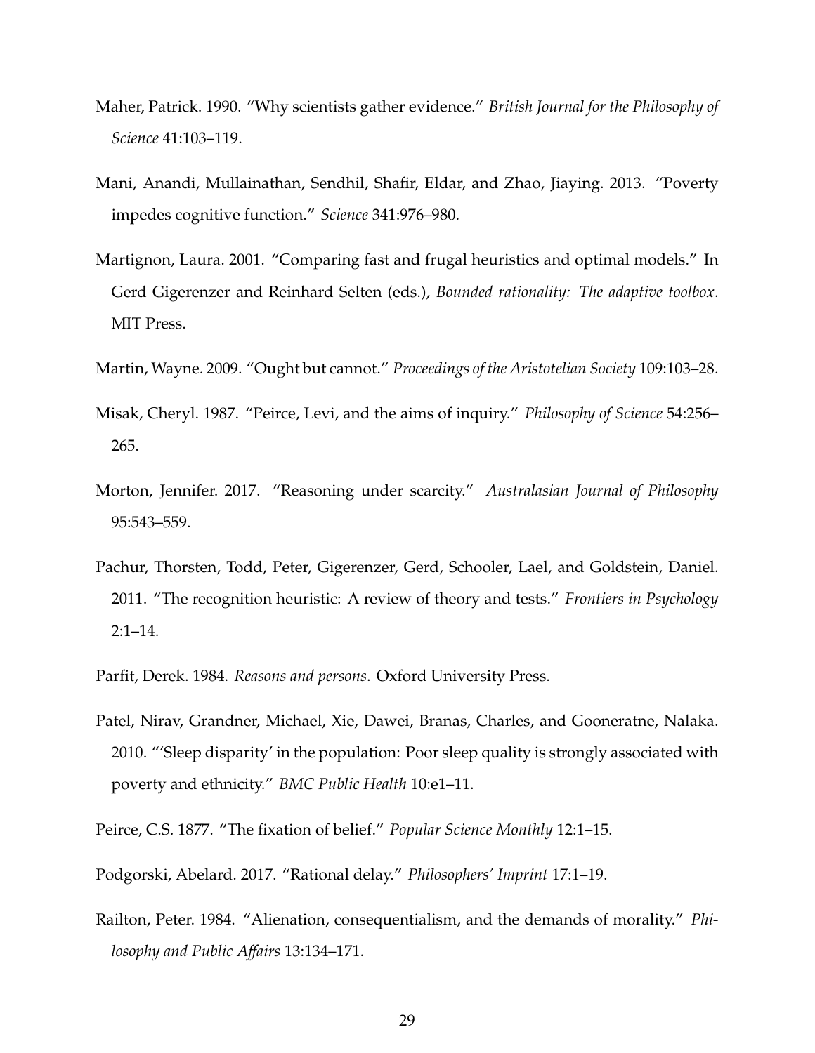Maher, Patrick. 1990. "Why scientists gather evidence." *British Journal for the Philosophy of Science* 41:103–119.

Mani, Anandi, Mullainathan, Sendhil, Shafir, Eldar, and Zhao, Jiaying. 2013. "Poverty impedes cognitive function." *Science* 341:976–980.

Martignon, Laura. 2001. "Comparing fast and frugal heuristics and optimal models." In Gerd Gigerenzer and Reinhard Selten (eds.), *Bounded rationality: The adaptive toolbox*. MIT Press.

Martin, Wayne. 2009. "Ought but cannot." *Proceedings of the Aristotelian Society* 109:103–28.

Misak, Cheryl. 1987. "Peirce, Levi, and the aims of inquiry." *Philosophy of Science* 54:256–265.

Morton, Jennifer. 2017. "Reasoning under scarcity." *Australasian Journal of Philosophy* 95:543–559.

Pachur, Thorsten, Todd, Peter, Gigerenzer, Gerd, Schooler, Lael, and Goldstein, Daniel. 2011. "The recognition heuristic: A review of theory and tests." *Frontiers in Psychology* 2:1–14.

Parfit, Derek. 1984. *Reasons and persons*. Oxford University Press.

Patel, Nirav, Grandner, Michael, Xie, Dawei, Branas, Charles, and Gooneratne, Nalaka. 2010. "'Sleep disparity' in the population: Poor sleep quality is strongly associated with poverty and ethnicity." *BMC Public Health* 10:e1–11.

Peirce, C.S. 1877. "The fixation of belief." *Popular Science Monthly* 12:1–15.

Podgorski, Abelard. 2017. "Rational delay." *Philosophers' Imprint* 17:1–19.

Railton, Peter. 1984. "Alienation, consequentialism, and the demands of morality." *Philosophy and Public Affairs* 13:134–171.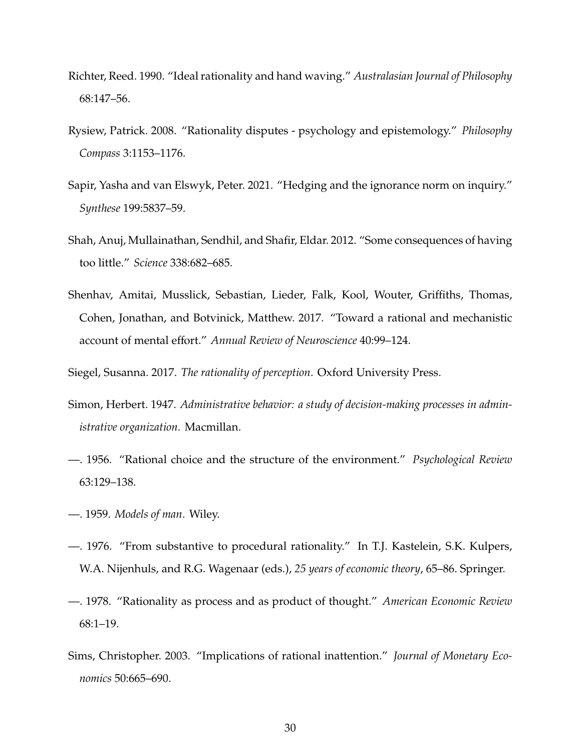Richter, Reed. 1990. "Ideal rationality and hand waving." *Australasian Journal of Philosophy* 68:147–56.

Rysiew, Patrick. 2008. "Rationality disputes - psychology and epistemology." *Philosophy Compass* 3:1153–1176.

Sapir, Yasha and van Elswyk, Peter. 2021. "Hedging and the ignorance norm on inquiry." *Synthese* 199:5837–59.

Shah, Anuj, Mullainathan, Sendhil, and Shafir, Eldar. 2012. "Some consequences of having too little." *Science* 338:682–685.

Shenhav, Amitai, Musslick, Sebastian, Lieder, Falk, Kool, Wouter, Griffiths, Thomas, Cohen, Jonathan, and Botvinick, Matthew. 2017. "Toward a rational and mechanistic account of mental effort." *Annual Review of Neuroscience* 40:99–124.

Siegel, Susanna. 2017. *The rationality of perception*. Oxford University Press.

Simon, Herbert. 1947. *Administrative behavior: a study of decision-making processes in administrative organization*. Macmillan.

—. 1956. "Rational choice and the structure of the environment." *Psychological Review* 63:129–138.

—. 1959. *Models of man*. Wiley.

—. 1976. "From substantive to procedural rationality." In T.J. Kastelein, S.K. Kulpers, W.A. Nijenhuls, and R.G. Wagenaar (eds.), *25 years of economic theory*, 65–86. Springer.

—. 1978. "Rationality as process and as product of thought." *American Economic Review* 68:1–19.

Sims, Christopher. 2003. "Implications of rational inattention." *Journal of Monetary Economics* 50:665–690.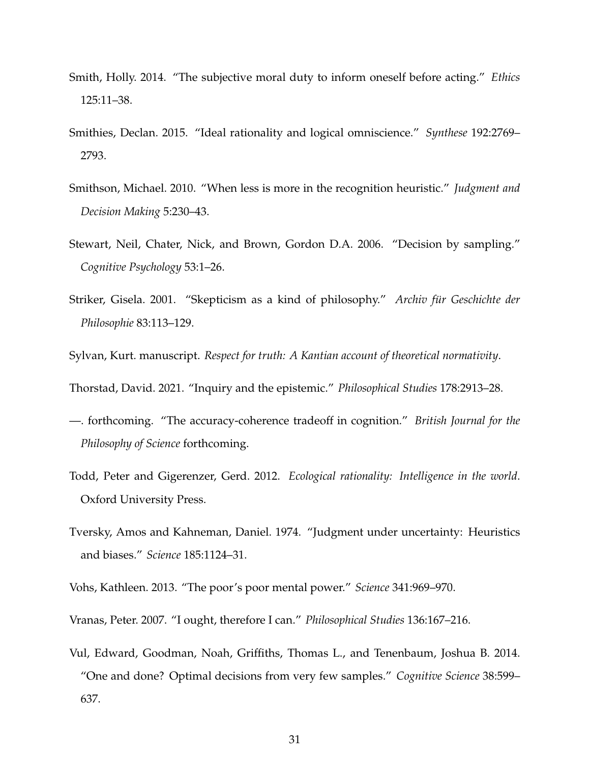Smith, Holly. 2014. "The subjective moral duty to inform oneself before acting." *Ethics* 125:11–38.

Smithies, Declan. 2015. "Ideal rationality and logical omniscience." *Synthese* 192:2769–2793.

Smithson, Michael. 2010. "When less is more in the recognition heuristic." *Judgment and Decision Making* 5:230–43.

Stewart, Neil, Chater, Nick, and Brown, Gordon D.A. 2006. "Decision by sampling." *Cognitive Psychology* 53:1–26.

Striker, Gisela. 2001. "Skepticism as a kind of philosophy." *Archiv für Geschichte der Philosophie* 83:113–129.

Sylvan, Kurt. manuscript. *Respect for truth: A Kantian account of theoretical normativity*.

Thorstad, David. 2021. "Inquiry and the epistemic." *Philosophical Studies* 178:2913–28.

—. forthcoming. "The accuracy-coherence tradeoff in cognition." *British Journal for the Philosophy of Science* forthcoming.

Todd, Peter and Gigerenzer, Gerd. 2012. *Ecological rationality: Intelligence in the world*. Oxford University Press.

Tversky, Amos and Kahneman, Daniel. 1974. "Judgment under uncertainty: Heuristics and biases." *Science* 185:1124–31.

Vohs, Kathleen. 2013. "The poor's poor mental power." *Science* 341:969–970.

Vranas, Peter. 2007. "I ought, therefore I can." *Philosophical Studies* 136:167–216.

Vul, Edward, Goodman, Noah, Griffiths, Thomas L., and Tenenbaum, Joshua B. 2014. "One and done? Optimal decisions from very few samples." *Cognitive Science* 38:599–637.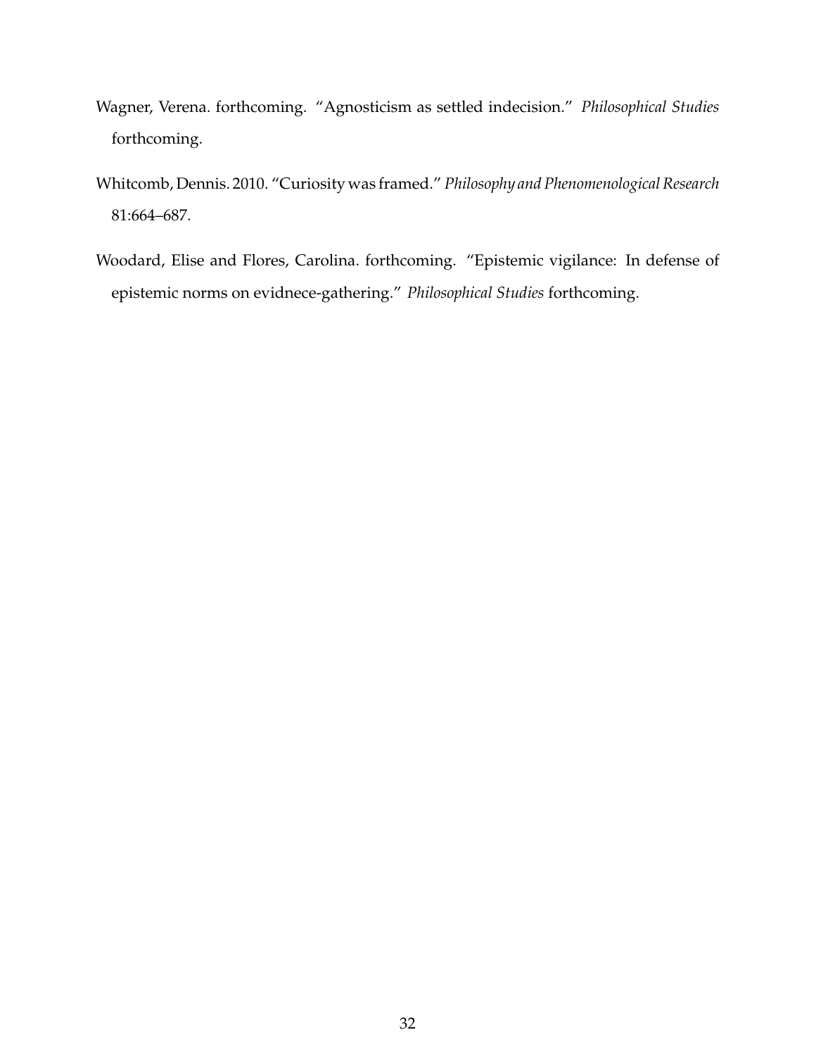Wagner, Verena. forthcoming. "Agnosticism as settled indecision." *Philosophical Studies* forthcoming.

Whitcomb, Dennis. 2010. "Curiosity was framed." *Philosophy and Phenomenological Research* 81:664–687.

Woodard, Elise and Flores, Carolina. forthcoming. "Epistemic vigilance: In defense of epistemic norms on evidnece-gathering." *Philosophical Studies* forthcoming.